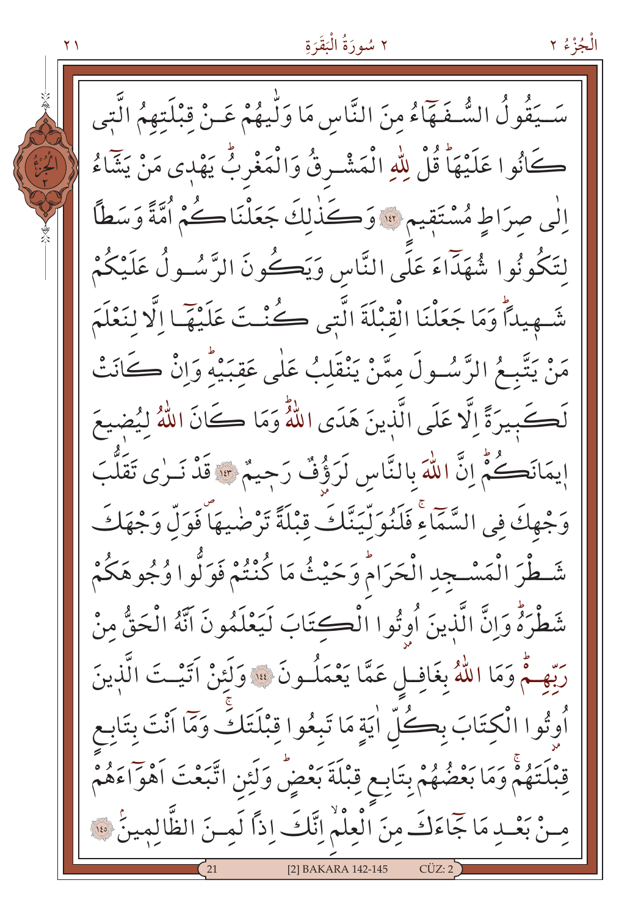سَيَقُولُ السُّفَهَٓاءُ مِنَ النَّاسِ مَا وَلّٰيهُمْ عَنْ قِبْلَتِهِمُ الَّتٖى كَانُوا عَلَيْهَاۜ قُلْ لِلّٰهِ الْمَشْرِقُ وَالْمَغْرِبُۜ يَهْدٖى مَنْ يَشَٓاءُ اِلٰى صِرَاطٍ مُسْتَقٖيمٍ ﴿١٤٢﴾ وَكَذٰلِكَ جَعَلْنَاكُمْ اُمَّةً وَسَطاً لِتَكُونُوا شُهَدَٓاءَ عَلَى النَّاسِ وَيَكُونَ الرَّسُولُ عَلَيْكُمْ شَهٖيداًۜ وَمَا جَعَلْنَا الْقِبْلَةَ الَّتٖى كُنْتَ عَلَيْهَٓا اِلَّا لِنَعْلَمَ مَنْ يَتَّبِعُ الرَّسُولَ مِمَّنْ يَنْقَلِبُ عَلٰى عَقِبَيْهِۜ وَاِنْ كَانَتْ لَكَبٖيرَةً اِلَّا عَلَى الَّذٖينَ هَدَى اللّٰهُۜ وَمَا كَانَ اللّٰهُ لِيُضٖيعَ اٖيمَانَكُمْۜ اِنَّ اللّٰهَ بِالنَّاسِ لَرَؤُ۫فٌ رَحٖيمٌ ﴿١٤٣﴾ قَدْ نَرٰى تَقَلُّبَ وَجْهِكَ فِى السَّمَٓاءِۚ فَلَنُوَلِّيَنَّكَ قِبْلَةً تَرْضٰيهَاۖ فَوَلِّ وَجْهَكَ شَطْرَ الْمَسْجِدِ الْحَرَامِۜ وَحَيْثُ مَا كُنْتُمْ فَوَلُّوا وُجُوهَكُمْ شَطْرَهُۜ وَاِنَّ الَّذٖينَ اُو۫تُوا الْكِتَابَ لَيَعْلَمُونَ اَنَّهُ الْحَقُّ مِنْ رَبِّهِمْۜ وَمَا اللّٰهُ بِغَافِلٍ عَمَّا يَعْمَلُونَ ﴿١٤٤﴾ وَلَئِنْ اَتَيْتَ الَّذٖينَ اُو۫تُوا الْكِتَابَ بِكُلِّ اٰيَةٍ مَا تَبِعُوا قِبْلَتَكَۚ وَمَٓا اَنْتَ بِتَابِعٍ قِبْلَتَهُمْۚ وَمَا بَعْضُهُمْ بِتَابِعٍ قِبْلَةَ بَعْضٍۜ وَلَئِنِ اتَّبَعْتَ اَهْوَٓاءَهُمْ مِنْ بَعْدِ مَا جَٓاءَكَ مِنَ الْعِلْمِۙ اِنَّكَ اِذاً لَمِنَ الظَّالِمٖينَۢ ﴿١٤٥﴾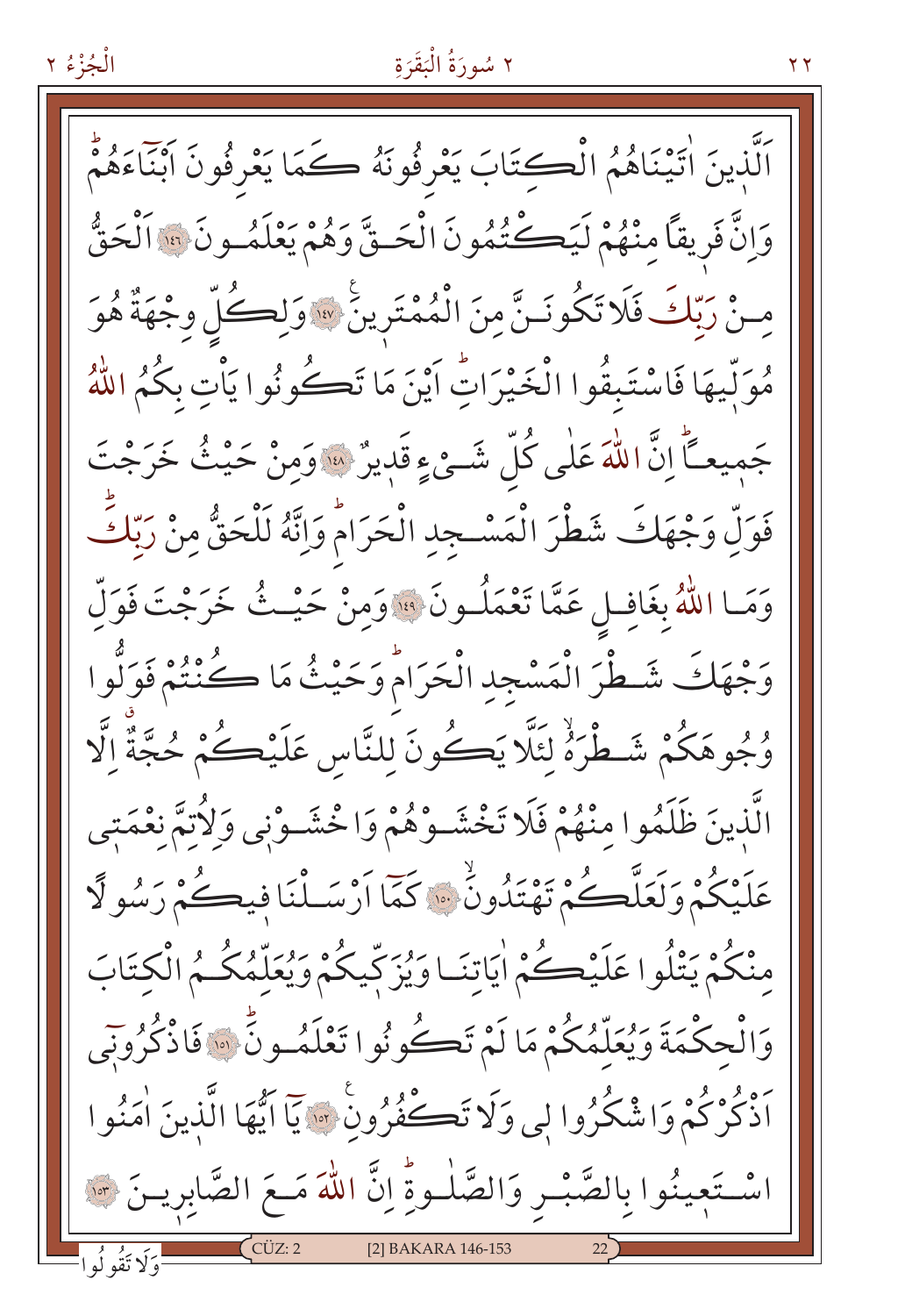اَلَّذ۪ينَ اٰتَيْنَاهُمُ الْكِتَابَ يَعْرِفُونَهُ كَمَا يَعْرِفُونَ اَبْنَٓاءَهُمْۜ وَاِنَّ فَر۪يقاً مِنْهُمْ لَيَكْتُمُونَ الْحَقَّ وَهُمْ يَعْلَمُونَ ﴿١٤٦﴾ اَلْحَقُّ مِنْ رَبِّكَ فَلَا تَكُونَنَّ مِنَ الْمُمْتَر۪ينَ ﴿١٤٧﴾ وَلِكُلٍّ وِجْهَةٌ هُوَ مُوَلّ۪يهَا فَاسْتَبِقُوا الْخَيْرَاتِۜ اَيْنَ مَا تَكُونُوا يَأْتِ بِكُمُ اللّٰهُ جَم۪يعاًۜ اِنَّ اللّٰهَ عَلٰى كُلِّ شَيْءٍ قَد۪يرٌ ﴿١٤٨﴾ وَمِنْ حَيْثُ خَرَجْتَ فَوَلِّ وَجْهَكَ شَطْرَ الْمَسْجِدِ الْحَرَامِۜ وَاِنَّهُ لَلْحَقُّ مِنْ رَبِّكَۜ وَمَا اللّٰهُ بِغَافِلٍ عَمَّا تَعْمَلُونَ ﴿١٤٩﴾ وَمِنْ حَيْثُ خَرَجْتَ فَوَلِّ وَجْهَكَ شَطْرَ الْمَسْجِدِ الْحَرَامِۜ وَحَيْثُ مَا كُنْتُمْ فَوَلُّوا وُجُوهَكُمْ شَطْرَهُۙ لِئَلَّا يَكُونَ لِلنَّاسِ عَلَيْكُمْ حُجَّةٌۗ اِلَّا الَّذ۪ينَ ظَلَمُوا مِنْهُمْ فَلَا تَخْشَوْهُمْ وَاخْشَوْن۪ي وَلِاُتِمَّ نِعْمَت۪ي عَلَيْكُمْ وَلَعَلَّكُمْ تَهْتَدُونَۙ ﴿١٥٠﴾ كَمَٓا اَرْسَلْنَا ف۪يكُمْ رَسُولاً مِنْكُمْ يَتْلُوا عَلَيْكُمْ اٰيَاتِنَا وَيُزَكّ۪يكُمْ وَيُعَلِّمُكُمُ الْكِتَابَ وَالْحِكْمَةَ وَيُعَلِّمُكُمْ مَا لَمْ تَكُونُوا تَعْلَمُونَۜ ﴿١٥١﴾ فَاذْكُرُون۪ٓي اَذْكُرْكُمْ وَاشْكُرُوا ل۪ي وَلَا تَكْفُرُونِ ﴿١٥٢﴾ يَٓا اَيُّهَا الَّذ۪ينَ اٰمَنُوا اسْتَع۪ينُوا بِالصَّبْرِ وَالصَّلٰوةِۜ اِنَّ اللّٰهَ مَعَ الصَّابِر۪ينَ ﴿١٥٣﴾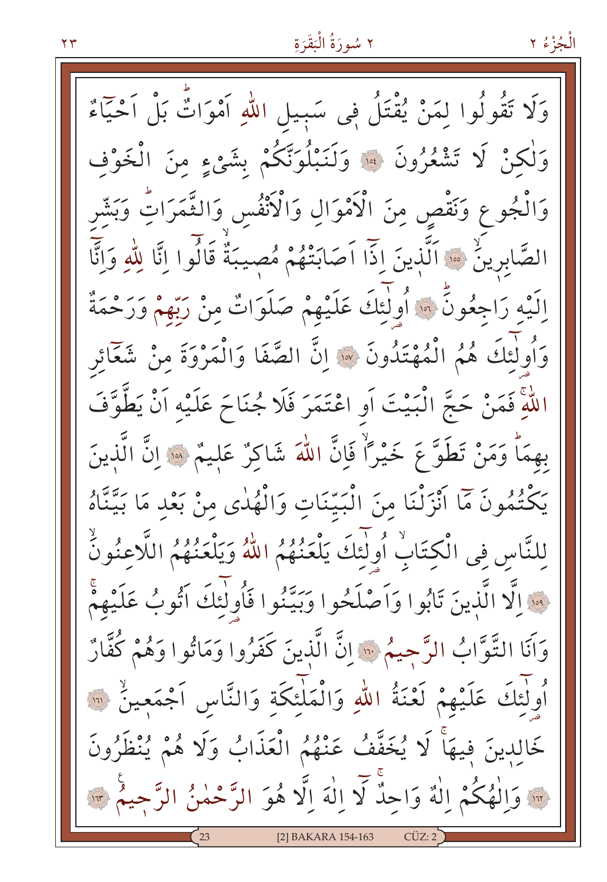وَلَا تَقُولُوا لِمَنْ يُقْتَلُ فِى سَبِيلِ اللّٰهِ اَمْوَاتٌ بَلْ اَحْيَٓاءٌ وَلٰكِنْ لَا تَشْعُرُونَ ﴿١٥٤﴾ وَلَنَبْلُوَنَّكُمْ بِشَىْءٍ مِنَ الْخَوْفِ وَالْجُوعِ وَنَقْصٍ مِنَ الْاَمْوَالِ وَالْاَنْفُسِ وَالثَّمَرَاتِ وَبَشِّرِ الصَّابِرِينَ ﴿١٥٥﴾ اَلَّذِينَ اِذَٓا اَصَابَتْهُمْ مُصِيبَةٌ قَالُوا اِنَّا لِلّٰهِ وَاِنَّٓا اِلَيْهِ رَاجِعُونَ ﴿١٥٦﴾ اُولٰٓئِكَ عَلَيْهِمْ صَلَوَاتٌ مِنْ رَبِّهِمْ وَرَحْمَةٌ وَاُولٰٓئِكَ هُمُ الْمُهْتَدُونَ ﴿١٥٧﴾ اِنَّ الصَّفَا وَالْمَرْوَةَ مِنْ شَعَٓائِرِ اللّٰهِ فَمَنْ حَجَّ الْبَيْتَ اَوِ اعْتَمَرَ فَلَا جُنَاحَ عَلَيْهِ اَنْ يَطَّوَّفَ بِهِمَا وَمَنْ تَطَوَّعَ خَيْرًا فَاِنَّ اللّٰهَ شَاكِرٌ عَلِيمٌ ﴿١٥٨﴾ اِنَّ الَّذِينَ يَكْتُمُونَ مَٓا اَنْزَلْنَا مِنَ الْبَيِّنَاتِ وَالْهُدٰى مِنْ بَعْدِ مَا بَيَّنَّاهُ لِلنَّاسِ فِى الْكِتَابِ اُولٰٓئِكَ يَلْعَنُهُمُ اللّٰهُ وَيَلْعَنُهُمُ اللَّاعِنُونَ ﴿١٥٩﴾ اِلَّا الَّذِينَ تَابُوا وَاَصْلَحُوا وَبَيَّنُوا فَاُولٰٓئِكَ اَتُوبُ عَلَيْهِمْ وَاَنَا التَّوَّابُ الرَّحِيمُ ﴿١٦٠﴾ اِنَّ الَّذِينَ كَفَرُوا وَمَاتُوا وَهُمْ كُفَّارٌ اُولٰٓئِكَ عَلَيْهِمْ لَعْنَةُ اللّٰهِ وَالْمَلٰٓئِكَةِ وَالنَّاسِ اَجْمَعِينَ ﴿١٦١﴾ خَالِدِينَ فِيهَا لَا يُخَفَّفُ عَنْهُمُ الْعَذَابُ وَلَا هُمْ يُنْظَرُونَ ﴿١٦٢﴾ وَاِلٰهُكُمْ اِلٰهٌ وَاحِدٌ لَٓا اِلٰهَ اِلَّا هُوَ الرَّحْمٰنُ الرَّحِيمُ ﴿١٦٣﴾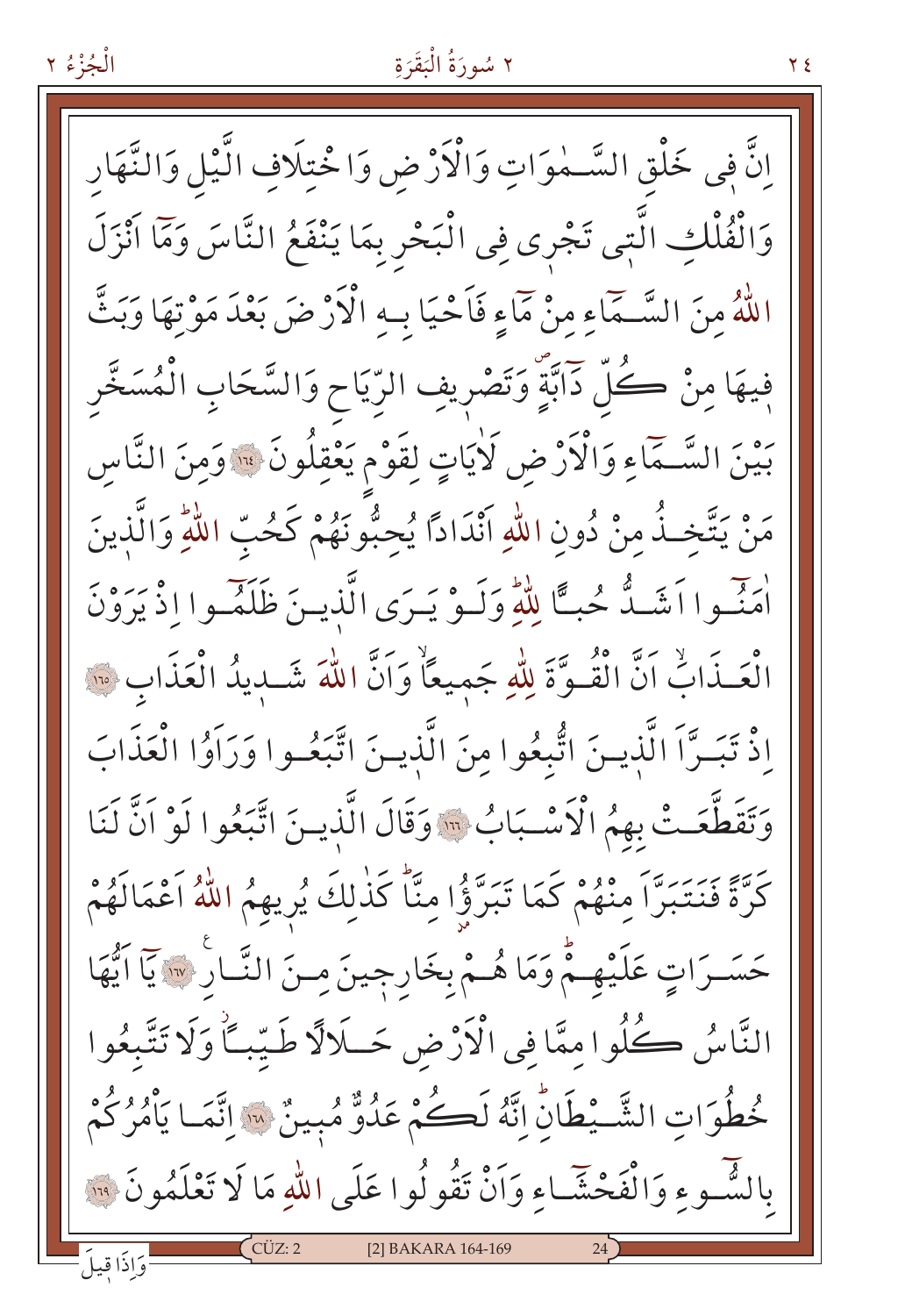اِنَّ فٖى خَلْقِ السَّمٰوَاتِ وَالْاَرْضِ وَاخْتِلَافِ الَّيْلِ وَالنَّهَارِ وَالْفُلْكِ الَّتٖى تَجْرٖى فِى الْبَحْرِ بِمَا يَنْفَعُ النَّاسَ وَمَٓا اَنْزَلَ اللّٰهُ مِنَ السَّمَٓاءِ مِنْ مَٓاءٍ فَاَحْيَا بِهِ الْاَرْضَ بَعْدَ مَوْتِهَا وَبَثَّ فٖيهَا مِنْ كُلِّ دَٓابَّةٍ وَتَصْرٖيفِ الرِّيَاحِ وَالسَّحَابِ الْمُسَخَّرِ بَيْنَ السَّمَٓاءِ وَالْاَرْضِ لَاٰيَاتٍ لِقَوْمٍ يَعْقِلُونَ ﴿١٦٤﴾ وَمِنَ النَّاسِ مَنْ يَتَّخِذُ مِنْ دُونِ اللّٰهِ اَنْدَادًا يُحِبُّونَهُمْ كَحُبِّ اللّٰهِ وَالَّذٖينَ اٰمَنُٓوا اَشَدُّ حُبًّا لِلّٰهِ وَلَوْ يَرَى الَّذٖينَ ظَلَمُٓوا اِذْ يَرَوْنَ الْعَذَابَ اَنَّ الْقُوَّةَ لِلّٰهِ جَمٖيعًا وَاَنَّ اللّٰهَ شَدٖيدُ الْعَذَابِ ﴿١٦٥﴾ اِذْ تَبَرَّاَ الَّذٖينَ اتُّبِعُوا مِنَ الَّذٖينَ اتَّبَعُوا وَرَاَوُا الْعَذَابَ وَتَقَطَّعَتْ بِهِمُ الْاَسْبَابُ ﴿١٦٦﴾ وَقَالَ الَّذٖينَ اتَّبَعُوا لَوْ اَنَّ لَنَا كَرَّةً فَنَتَبَرَّاَ مِنْهُمْ كَمَا تَبَرَّؤُا مِنَّا كَذٰلِكَ يُرٖيهِمُ اللّٰهُ اَعْمَالَهُمْ حَسَرَاتٍ عَلَيْهِمْ وَمَا هُمْ بِخَارِجٖينَ مِنَ النَّارِ ﴿١٦٧﴾ يَٓا اَيُّهَا النَّاسُ كُلُوا مِمَّا فِى الْاَرْضِ حَلَالًا طَيِّبًا وَلَا تَتَّبِعُوا خُطُوَاتِ الشَّيْطَانِ اِنَّهُ لَكُمْ عَدُوٌّ مُبٖينٌ ﴿١٦٨﴾ اِنَّمَا يَاْمُرُكُمْ بِالسُّٓوءِ وَالْفَحْشَٓاءِ وَاَنْ تَقُولُوا عَلَى اللّٰهِ مَا لَا تَعْلَمُونَ ﴿١٦٩﴾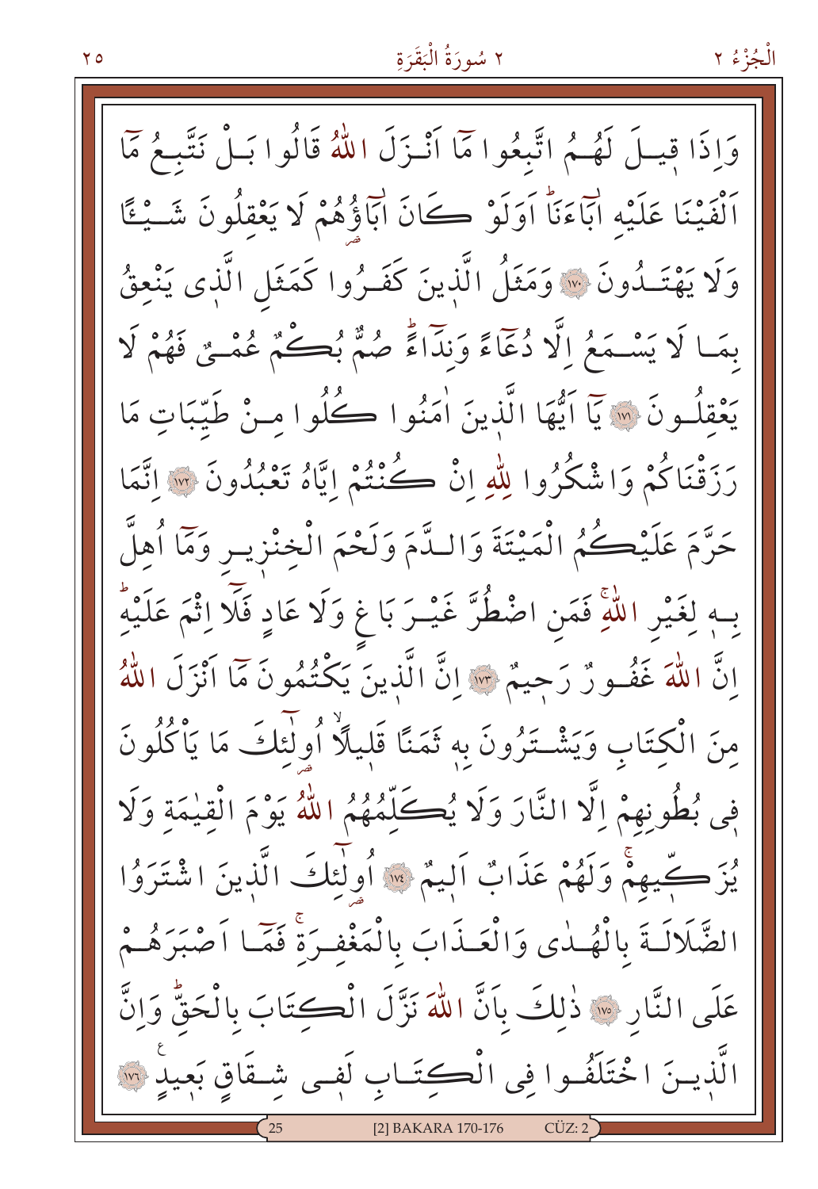وَاِذَا قِيلَ لَهُمُ اتَّبِعُوا مَٓا اَنْزَلَ اللّٰهُ قَالُوا بَلْ نَتَّبِعُ مَٓا اَلْفَيْنَا عَلَيْهِ اٰبَٓاءَنَاۜ اَوَلَوْ كَانَ اٰبَٓاؤُهُمْ لَا يَعْقِلُونَ شَيْـًٔا وَلَا يَهْتَدُونَ ﴿١٧٠﴾ وَمَثَلُ الَّذِينَ كَفَرُوا كَمَثَلِ الَّذٖى يَنْعِقُ بِمَا لَا يَسْمَعُ اِلَّا دُعَٓاءً وَنِدَٓاءًۜ صُمٌّ بُكْمٌ عُمْىٌ فَهُمْ لَا يَعْقِلُونَ ﴿١٧١﴾ يَٓا اَيُّهَا الَّذِينَ اٰمَنُوا كُلُوا مِنْ طَيِّبَاتِ مَا رَزَقْنَاكُمْ وَاشْكُرُوا لِلّٰهِ اِنْ كُنْتُمْ اِيَّاهُ تَعْبُدُونَ ﴿١٧٢﴾ اِنَّمَا حَرَّمَ عَلَيْكُمُ الْمَيْتَةَ وَالدَّمَ وَلَحْمَ الْخِنْزٖيرِ وَمَٓا اُهِلَّ بِهٖ لِغَيْرِ اللّٰهِۚ فَمَنِ اضْطُرَّ غَيْرَ بَاغٍ وَلَا عَادٍ فَلَٓا اِثْمَ عَلَيْهِۜ اِنَّ اللّٰهَ غَفُورٌ رَحٖيمٌ ﴿١٧٣﴾ اِنَّ الَّذٖينَ يَكْتُمُونَ مَٓا اَنْزَلَ اللّٰهُ مِنَ الْكِتَابِ وَيَشْتَرُونَ بِهٖ ثَمَنًا قَلٖيلًاۙ اُولٰٓئِكَ مَا يَأْكُلُونَ فٖى بُطُونِهِمْ اِلَّا النَّارَ وَلَا يُكَلِّمُهُمُ اللّٰهُ يَوْمَ الْقِيٰمَةِ وَلَا يُزَكّٖيهِمْۚ وَلَهُمْ عَذَابٌ اَلٖيمٌ ﴿١٧٤﴾ اُولٰٓئِكَ الَّذٖينَ اشْتَرَوُا الضَّلَالَةَ بِالْهُدٰى وَالْعَذَابَ بِالْمَغْفِرَةِۚ فَمَٓا اَصْبَرَهُمْ عَلَى النَّارِ ﴿١٧٥﴾ ذٰلِكَ بِاَنَّ اللّٰهَ نَزَّلَ الْكِتَابَ بِالْحَقِّۜ وَاِنَّ الَّذٖينَ اخْتَلَفُوا فِى الْكِتَابِ لَفٖى شِقَاقٍ بَعٖيدٍ ﴿١٧٦﴾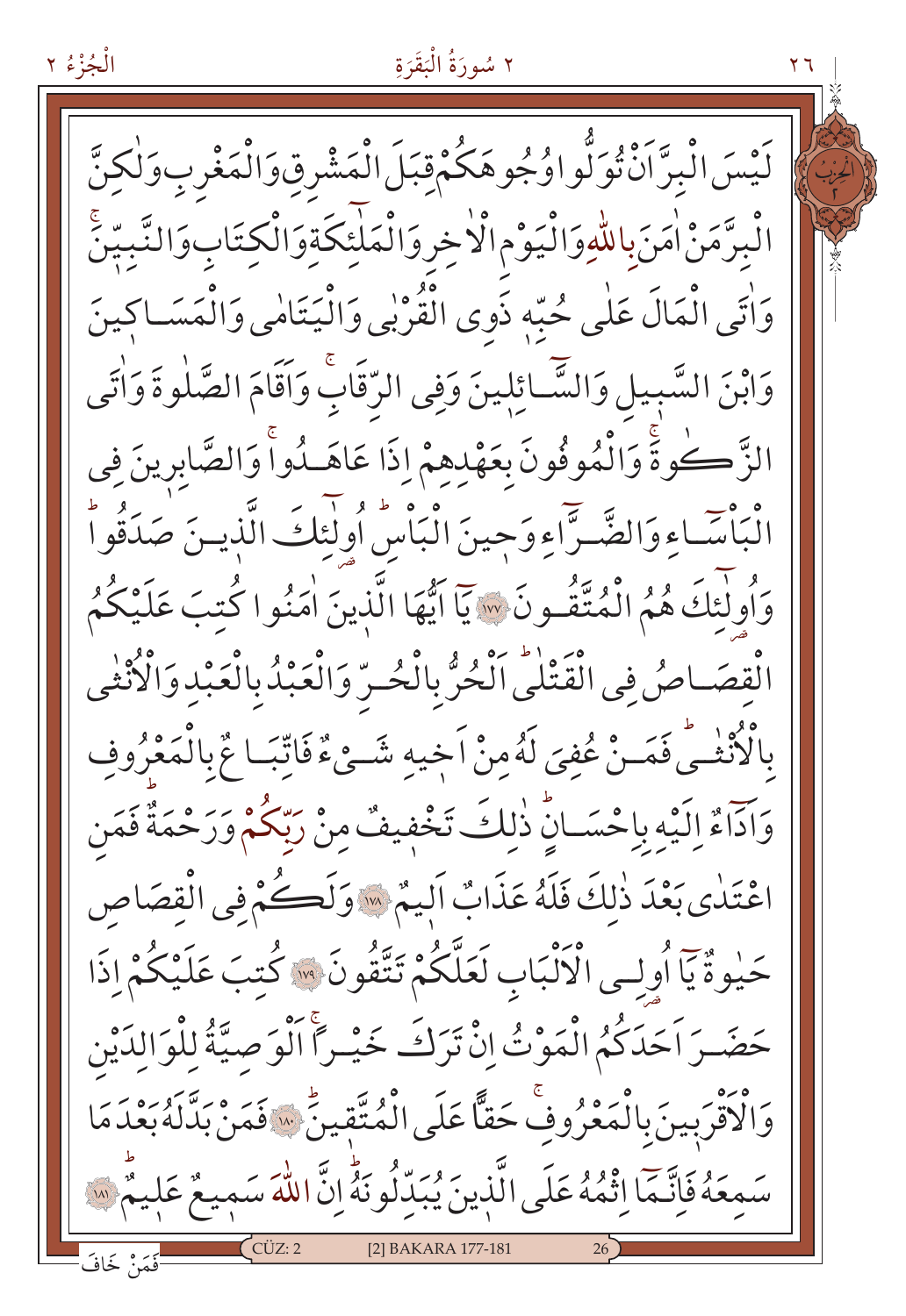لَيْسَ الْبِرَّ اَنْ تُوَلُّوا وُجُوهَكُمْ قِبَلَ الْمَشْرِقِ وَالْمَغْرِبِ وَلٰكِنَّ الْبِرَّ مَنْ اٰمَنَ بِاللّٰهِ وَالْيَوْمِ الْاٰخِرِ وَالْمَلٰٓئِكَةِ وَالْكِتَابِ وَالنَّبِيّٖنَۚ وَاٰتَى الْمَالَ عَلٰى حُبِّهٖ ذَوِي الْقُرْبٰى وَالْيَتَامٰى وَالْمَسَاكٖينَ وَابْنَ السَّبٖيلِ وَالسَّٓائِلٖينَ وَفِي الرِّقَابِۚ وَاَقَامَ الصَّلٰوةَ وَاٰتَى الزَّكٰوةَۚ وَالْمُوفُونَ بِعَهْدِهِمْ اِذَا عَاهَدُواۚ وَالصَّابِرٖينَ فِي الْبَأْسَٓاءِ وَالضَّرَّٓاءِ وَحٖينَ الْبَأْسِۜ اُولٰٓئِكَ الَّذٖينَ صَدَقُواۜ وَاُولٰٓئِكَ هُمُ الْمُتَّقُونَ ﴿١٧٧﴾ يَٓا اَيُّهَا الَّذٖينَ اٰمَنُوا كُتِبَ عَلَيْكُمُ الْقِصَاصُ فِي الْقَتْلٰىۜ اَلْحُرُّ بِالْحُرِّ وَالْعَبْدُ بِالْعَبْدِ وَالْاُنْثٰى بِالْاُنْثٰىۜ فَمَنْ عُفِيَ لَهُ مِنْ اَخٖيهِ شَيْءٌ فَاتِّبَاعٌ بِالْمَعْرُوفِ وَاَدَٓاءٌ اِلَيْهِ بِاِحْسَانٍۜ ذٰلِكَ تَخْفٖيفٌ مِنْ رَبِّكُمْ وَرَحْمَةٌۜ فَمَنِ اعْتَدٰى بَعْدَ ذٰلِكَ فَلَهُ عَذَابٌ اَلٖيمٌ ﴿١٧٨﴾ وَلَكُمْ فِي الْقِصَاصِ حَيٰوةٌ يَٓا اُولِي الْاَلْبَابِ لَعَلَّكُمْ تَتَّقُونَ ﴿١٧٩﴾ كُتِبَ عَلَيْكُمْ اِذَا حَضَرَ اَحَدَكُمُ الْمَوْتُ اِنْ تَرَكَ خَيْرًاۚ اَلْوَصِيَّةُ لِلْوَالِدَيْنِ وَالْاَقْرَبٖينَ بِالْمَعْرُوفِۚ حَقًّا عَلَى الْمُتَّقٖينَۜ ﴿١٨٠﴾ فَمَنْ بَدَّلَهُ بَعْدَ مَا سَمِعَهُ فَاِنَّمَٓا اِثْمُهُ عَلَى الَّذٖينَ يُبَدِّلُونَهُۜ اِنَّ اللّٰهَ سَمٖيعٌ عَلٖيمٌۜ ﴿١٨١﴾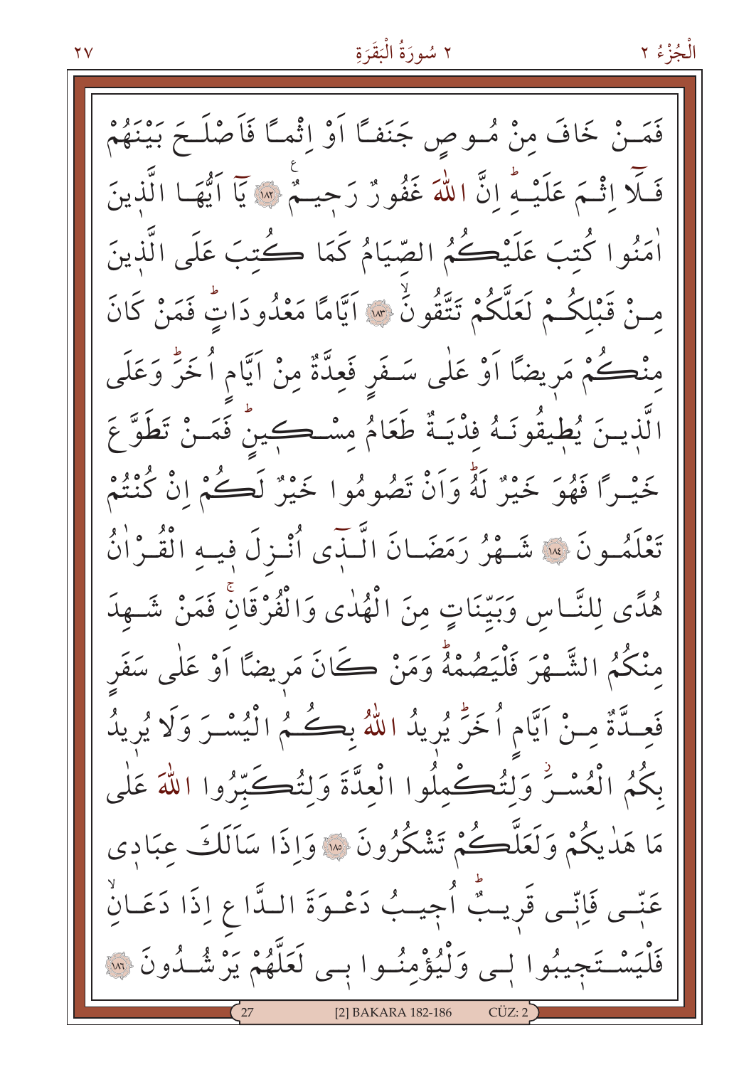فَمَنْ خَافَ مِنْ مُوصٍ جَنَفًا اَوْ اِثْمًا فَاَصْلَحَ بَيْنَهُمْ فَلَٓا اِثْمَ عَلَيْهِۜ اِنَّ اللّٰهَ غَفُورٌ رَح۪يمٌ ۝١٨٢ يَٓا اَيُّهَا الَّذ۪ينَ اٰمَنُوا كُتِبَ عَلَيْكُمُ الصِّيَامُ كَمَا كُتِبَ عَلَى الَّذ۪ينَ مِنْ قَبْلِكُمْ لَعَلَّكُمْ تَتَّقُونَۙ ۝١٨٣ اَيَّامًا مَعْدُودَاتٍۜ فَمَنْ كَانَ مِنْكُمْ مَر۪يضًا اَوْ عَلٰى سَفَرٍ فَعِدَّةٌ مِنْ اَيَّامٍ اُخَرَۜ وَعَلَى الَّذ۪ينَ يُط۪يقُونَهُ فِدْيَةٌ طَعَامُ مِسْك۪ينٍۜ فَمَنْ تَطَوَّعَ خَيْرًا فَهُوَ خَيْرٌ لَهُۜ وَاَنْ تَصُومُوا خَيْرٌ لَكُمْ اِنْ كُنْتُمْ تَعْلَمُونَ ۝١٨٤ شَهْرُ رَمَضَانَ الَّذ۪ٓي اُنْزِلَ ف۪يهِ الْقُرْاٰنُ هُدًى لِلنَّاسِ وَبَيِّنَاتٍ مِنَ الْهُدٰى وَالْفُرْقَانِۚ فَمَنْ شَهِدَ مِنْكُمُ الشَّهْرَ فَلْيَصُمْهُۜ وَمَنْ كَانَ مَر۪يضًا اَوْ عَلٰى سَفَرٍ فَعِدَّةٌ مِنْ اَيَّامٍ اُخَرَۜ يُر۪يدُ اللّٰهُ بِكُمُ الْيُسْرَ وَلَا يُر۪يدُ بِكُمُ الْعُسْرَۘ وَلِتُكْمِلُوا الْعِدَّةَ وَلِتُكَبِّرُوا اللّٰهَ عَلٰى مَا هَدٰيكُمْ وَلَعَلَّكُمْ تَشْكُرُونَ ۝١٨٥ وَاِذَا سَاَلَكَ عِبَاد۪ي عَنّ۪ي فَاِنّ۪ي قَر۪يبٌۜ اُج۪يبُ دَعْوَةَ الدَّاعِ اِذَا دَعَانِۙ فَلْيَسْتَج۪يبُوا ل۪ي وَلْيُؤْمِنُوا ب۪ي لَعَلَّهُمْ يَرْشُدُونَ ۝١٨٦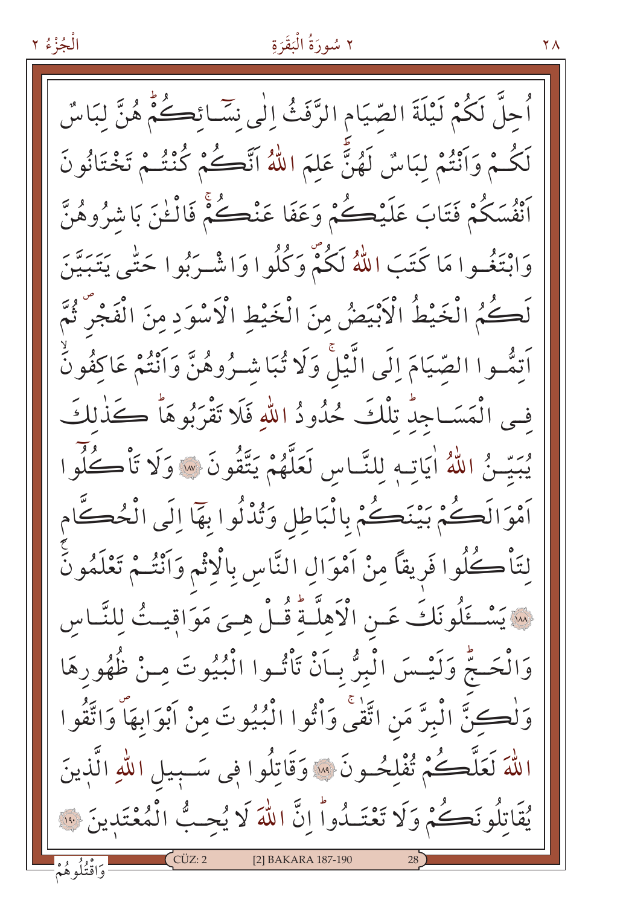اُحِلَّ لَكُمْ لَيْلَةَ الصِّيَامِ الرَّفَثُ اِلٰى نِسَٓائِكُمْؕ هُنَّ لِبَاسٌ لَكُمْ وَاَنْتُمْ لِبَاسٌ لَهُنَّؕ عَلِمَ اللّٰهُ اَنَّكُمْ كُنْتُمْ تَخْتَانُونَ اَنْفُسَكُمْ فَتَابَ عَلَيْكُمْ وَعَفَا عَنْكُمْۚ فَالْـٰٔنَ بَاشِرُوهُنَّ وَابْتَغُوا مَا كَتَبَ اللّٰهُ لَكُمْۜ وَكُلُوا وَاشْرَبُوا حَتّٰى يَتَبَيَّنَ لَكُمُ الْخَيْطُ الْاَبْيَضُ مِنَ الْخَيْطِ الْاَسْوَدِ مِنَ الْفَجْرِۜ ثُمَّ اَتِمُّوا الصِّيَامَ اِلَى الَّيْلِۚ وَلَا تُبَاشِرُوهُنَّ وَاَنْتُمْ عَاكِفُونَۙ فِي الْمَسَاجِدِؕ تِلْكَ حُدُودُ اللّٰهِ فَلَا تَقْرَبُوهَاؕ كَذٰلِكَ يُبَيِّنُ اللّٰهُ اٰيَاتِه۪ لِلنَّاسِ لَعَلَّهُمْ يَتَّقُونَ ﴿١٨٧﴾ وَلَا تَأْكُلُوٓا اَمْوَالَكُمْ بَيْنَكُمْ بِالْبَاطِلِ وَتُدْلُوا بِهَٓا اِلَى الْحُكَّامِ لِتَأْكُلُوا فَرِيقاً مِنْ اَمْوَالِ النَّاسِ بِالْاِثْمِ وَاَنْتُمْ تَعْلَمُونَ۟ ﴿١٨٨﴾ يَسْـَٔلُونَكَ عَنِ الْاَهِلَّةِؕ قُلْ هِيَ مَوَاق۪يتُ لِلنَّاسِ وَالْحَجِّؕ وَلَيْسَ الْبِرُّ بِاَنْ تَأْتُوا الْبُيُوتَ مِنْ ظُهُورِهَا وَلٰكِنَّ الْبِرَّ مَنِ اتَّقٰىۚ وَأْتُوا الْبُيُوتَ مِنْ اَبْوَابِهَاۖ وَاتَّقُوا اللّٰهَ لَعَلَّكُمْ تُفْلِحُونَ ﴿١٨٩﴾ وَقَاتِلُوا ف۪ي سَب۪يلِ اللّٰهِ الَّذ۪ينَ يُقَاتِلُونَكُمْ وَلَا تَعْتَدُواؕ اِنَّ اللّٰهَ لَا يُحِبُّ الْمُعْتَد۪ينَ ﴿١٩٠﴾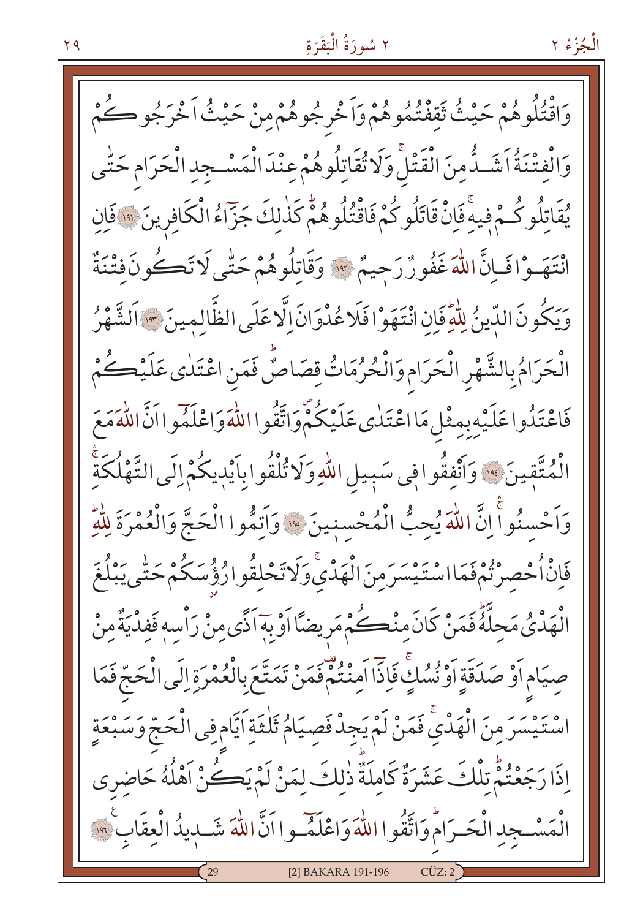وَاقْتُلُوهُمْ حَيْثُ ثَقِفْتُمُوهُمْ وَاَخْرِجُوهُمْ مِنْ حَيْثُ اَخْرَجُوكُمْ وَالْفِتْنَةُ اَشَدُّ مِنَ الْقَتْلِۚ وَلَا تُقَاتِلُوهُمْ عِنْدَ الْمَسْجِدِ الْحَرَامِ حَتّٰى يُقَاتِلُوكُمْ فِيهِۚ فَاِنْ قَاتَلُوكُمْ فَاقْتُلُوهُمْۜ كَذٰلِكَ جَزَٓاءُ الْكَافِرِينَ ﴿١٩١﴾ فَاِنِ انْتَهَوْا فَاِنَّ اللّٰهَ غَفُورٌ رَحِيمٌ ﴿١٩٢﴾ وَقَاتِلُوهُمْ حَتّٰى لَا تَكُونَ فِتْنَةٌ وَيَكُونَ الدِّينُ لِلّٰهِۜ فَاِنِ انْتَهَوْا فَلَا عُدْوَانَ اِلَّا عَلَى الظَّالِمِينَ ﴿١٩٣﴾ اَلشَّهْرُ الْحَرَامُ بِالشَّهْرِ الْحَرَامِ وَالْحُرُمَاتُ قِصَاصٌۜ فَمَنِ اعْتَدٰى عَلَيْكُمْ فَاعْتَدُوا عَلَيْهِ بِمِثْلِ مَا اعْتَدٰى عَلَيْكُمْۖ وَاتَّقُوا اللّٰهَ وَاعْلَمُٓوا اَنَّ اللّٰهَ مَعَ الْمُتَّقِينَ ﴿١٩٤﴾ وَاَنْفِقُوا فِي سَبِيلِ اللّٰهِ وَلَا تُلْقُوا بِاَيْدِيكُمْ اِلَى التَّهْلُكَةِۛ وَاَحْسِنُواۛ اِنَّ اللّٰهَ يُحِبُّ الْمُحْسِنِينَ ﴿١٩٥﴾ وَاَتِمُّوا الْحَجَّ وَالْعُمْرَةَ لِلّٰهِۜ فَاِنْ اُحْصِرْتُمْ فَمَا اسْتَيْسَرَ مِنَ الْهَدْيِۚ وَلَا تَحْلِقُوا رُؤُ۫سَكُمْ حَتّٰى يَبْلُغَ الْهَدْيُ مَحِلَّهُۜ فَمَنْ كَانَ مِنْكُمْ مَرِيضًا اَوْ بِهٓ اَذًى مِنْ رَاْسِهِ فَفِدْيَةٌ مِنْ صِيَامٍ اَوْ صَدَقَةٍ اَوْ نُسُكٍۚ فَاِذَٓا اَمِنْتُمْ۠ فَمَنْ تَمَتَّعَ بِالْعُمْرَةِ اِلَى الْحَجِّ فَمَا اسْتَيْسَرَ مِنَ الْهَدْيِۚ فَمَنْ لَمْ يَجِدْ فَصِيَامُ ثَلٰثَةِ اَيَّامٍ فِي الْحَجِّ وَسَبْعَةٍ اِذَا رَجَعْتُمْۜ تِلْكَ عَشَرَةٌ كَامِلَةٌۜ ذٰلِكَ لِمَنْ لَمْ يَكُنْ اَهْلُهُ حَاضِرِي الْمَسْجِدِ الْحَرَامِۜ وَاتَّقُوا اللّٰهَ وَاعْلَمُٓوا اَنَّ اللّٰهَ شَدِيدُ الْعِقَابِ ﴿١٩٦﴾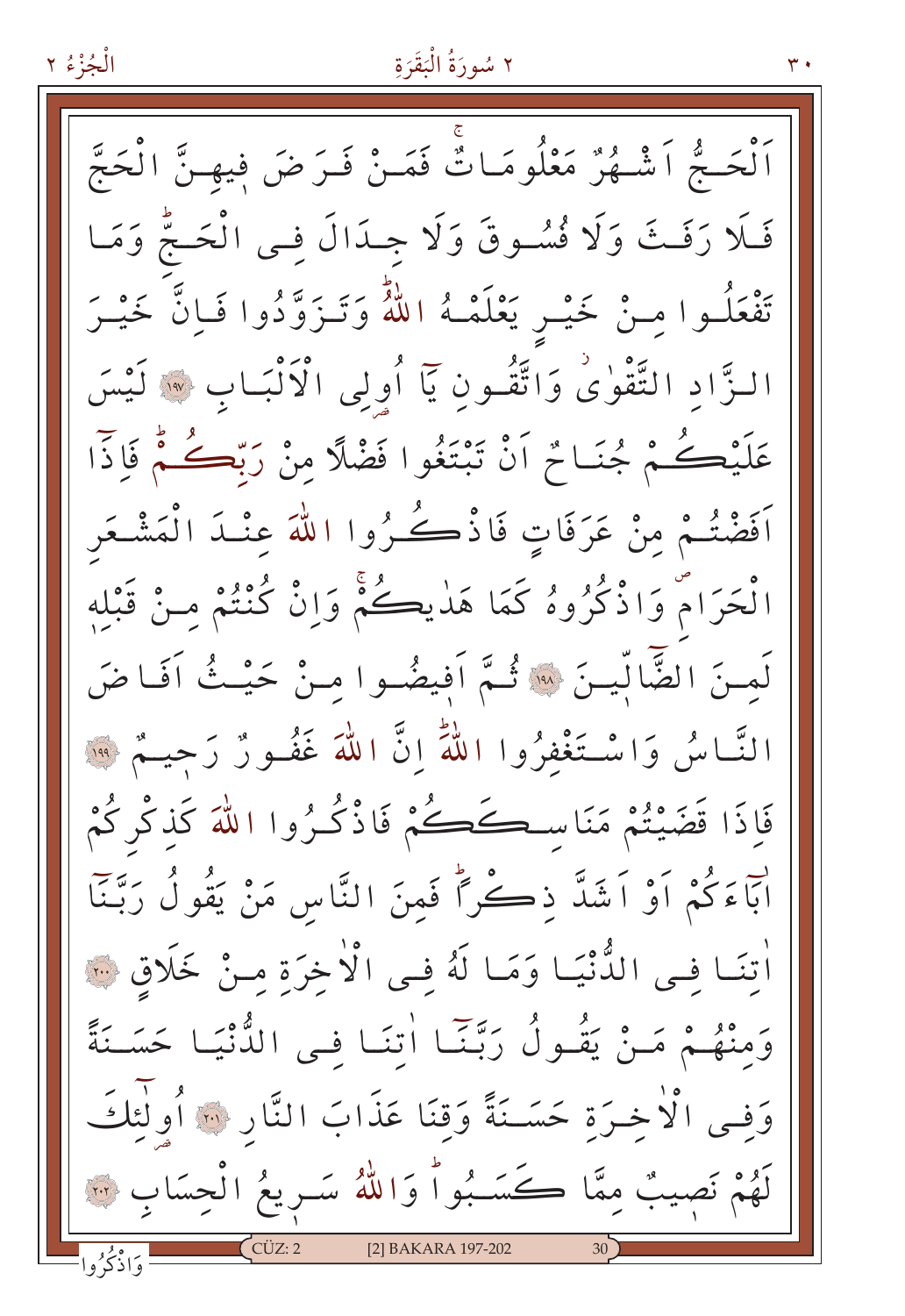اَلْحَجُّ اَشْهُرٌ مَعْلُومَاتٌۚ فَمَنْ فَرَضَ فٖيهِنَّ الْحَجَّ فَلَا رَفَثَ وَلَا فُسُوقَ وَلَا جِدَالَ فِي الْحَجِّۜ وَمَا تَفْعَلُوا مِنْ خَيْرٍ يَعْلَمْهُ اللّٰهُۜ وَتَزَوَّدُوا فَاِنَّ خَيْرَ الزَّادِ التَّقْوٰىۘ وَاتَّقُونِ يَٓا اُولِي الْاَلْبَابِ ﴿١٩٧﴾ لَيْسَ عَلَيْكُمْ جُنَاحٌ اَنْ تَبْتَغُوا فَضْلًا مِنْ رَبِّكُمْۜ فَاِذَٓا اَفَضْتُمْ مِنْ عَرَفَاتٍ فَاذْكُرُوا اللّٰهَ عِنْدَ الْمَشْعَرِ الْحَرَامِۖ وَاذْكُرُوهُ كَمَا هَدٰيكُمْۚ وَاِنْ كُنْتُمْ مِنْ قَبْلِهٖ لَمِنَ الضَّٓالّٖينَ ﴿١٩٨﴾ ثُمَّ اَفٖيضُوا مِنْ حَيْثُ اَفَاضَ النَّاسُ وَاسْتَغْفِرُوا اللّٰهَۜ اِنَّ اللّٰهَ غَفُورٌ رَحٖيمٌ ﴿١٩٩﴾ فَاِذَا قَضَيْتُمْ مَنَاسِكَكُمْ فَاذْكُرُوا اللّٰهَ كَذِكْرِكُمْ اٰبَٓاءَكُمْ اَوْ اَشَدَّ ذِكْرًاۜ فَمِنَ النَّاسِ مَنْ يَقُولُ رَبَّنَٓا اٰتِنَا فِي الدُّنْيَا وَمَا لَهُ فِي الْاٰخِرَةِ مِنْ خَلَاقٍ ﴿٢٠٠﴾ وَمِنْهُمْ مَنْ يَقُولُ رَبَّنَٓا اٰتِنَا فِي الدُّنْيَا حَسَنَةً وَفِي الْاٰخِرَةِ حَسَنَةً وَقِنَا عَذَابَ النَّارِ ﴿٢٠١﴾ اُولٰٓئِكَ لَهُمْ نَصٖيبٌ مِمَّا كَسَبُواۜ وَاللّٰهُ سَرٖيعُ الْحِسَابِ ﴿٢٠٢﴾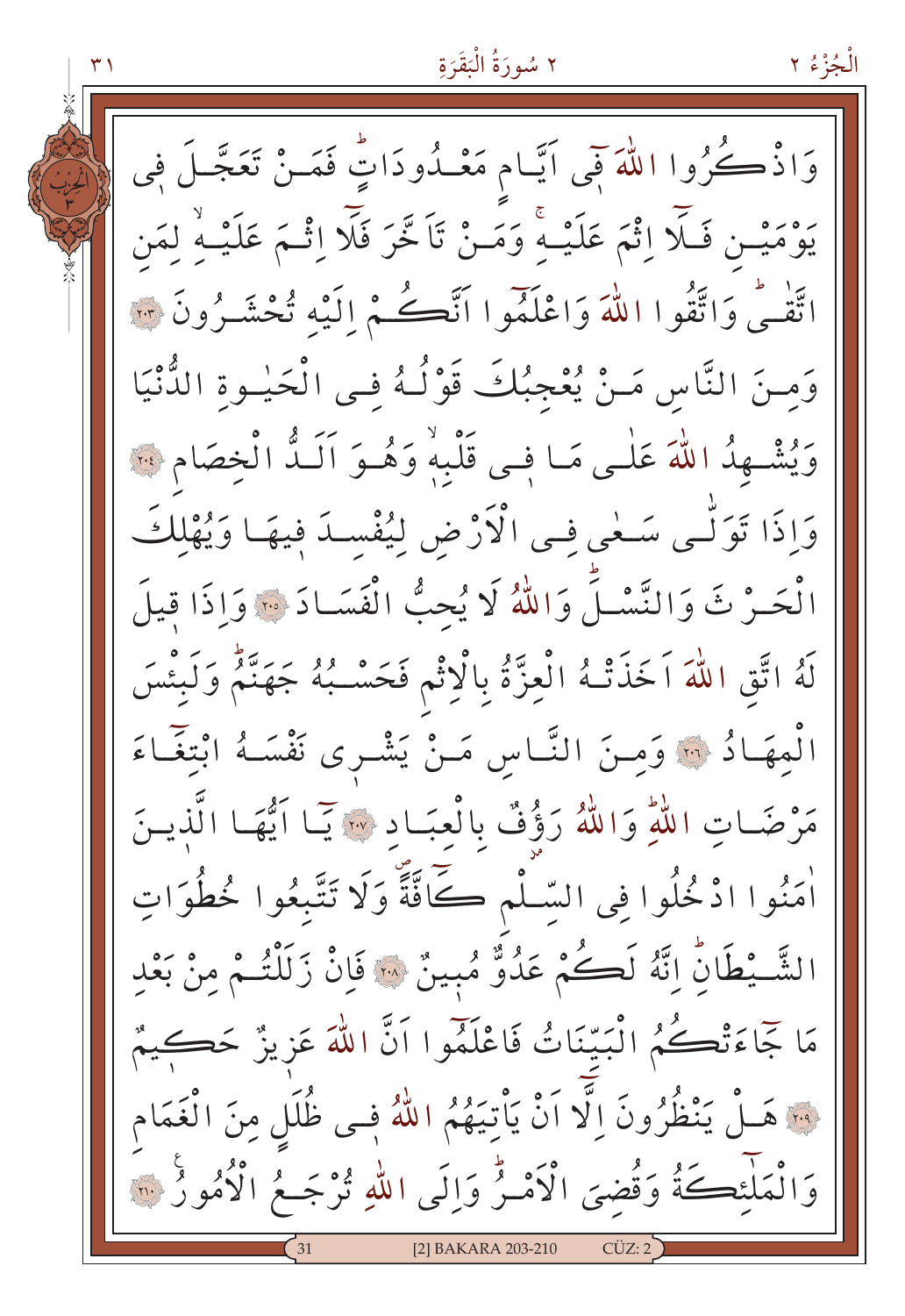وَاذْكُرُوا اللّٰهَ فٖى اَيَّامٍ مَعْدُودَاتٍؕ فَمَنْ تَعَجَّلَ فٖى يَوْمَيْنِ فَلَٓا اِثْمَ عَلَيْهِۚ وَمَنْ تَاَخَّرَ فَلَٓا اِثْمَ عَلَيْهِۙ لِمَنِ اتَّقٰىؕ وَاتَّقُوا اللّٰهَ وَاعْلَمُٓوا اَنَّكُمْ اِلَيْهِ تُحْشَرُونَ ﴿٢٠٣﴾ وَمِنَ النَّاسِ مَنْ يُعْجِبُكَ قَوْلُهُ فِى الْحَيٰوةِ الدُّنْيَا وَيُشْهِدُ اللّٰهَ عَلٰى مَا فٖى قَلْبِهٖۙ وَهُوَ اَلَدُّ الْخِصَامِ ﴿٢٠٤﴾ وَاِذَا تَوَلّٰى سَعٰى فِى الْاَرْضِ لِيُفْسِدَ فٖيهَا وَيُهْلِكَ الْحَرْثَ وَالنَّسْلَؕ وَاللّٰهُ لَا يُحِبُّ الْفَسَادَ ﴿٢٠٥﴾ وَاِذَا قٖيلَ لَهُ اتَّقِ اللّٰهَ اَخَذَتْهُ الْعِزَّةُ بِالْاِثْمِ فَحَسْبُهُ جَهَنَّمُؕ وَلَبِئْسَ الْمِهَادُ ﴿٢٠٦﴾ وَمِنَ النَّاسِ مَنْ يَشْرٖى نَفْسَهُ ابْتِغَٓاءَ مَرْضَاتِ اللّٰهِؕ وَاللّٰهُ رَؤُ۫فٌ بِالْعِبَادِ ﴿٢٠٧﴾ يَٓا اَيُّهَا الَّذٖينَ اٰمَنُوا ادْخُلُوا فِى السِّلْمِ كَٓافَّةًۖ وَلَا تَتَّبِعُوا خُطُوَاتِ الشَّيْطَانِؕ اِنَّهُ لَكُمْ عَدُوٌّ مُبٖينٌ ﴿٢٠٨﴾ فَاِنْ زَلَلْتُمْ مِنْ بَعْدِ مَا جَٓاءَتْكُمُ الْبَيِّنَاتُ فَاعْلَمُٓوا اَنَّ اللّٰهَ عَزٖيزٌ حَكٖيمٌ ﴿٢٠٩﴾ هَلْ يَنْظُرُونَ اِلَّٓا اَنْ يَاْتِيَهُمُ اللّٰهُ فٖى ظُلَلٍ مِنَ الْغَمَامِ وَالْمَلٰٓئِكَةُ وَقُضِىَ الْاَمْرُؕ وَاِلَى اللّٰهِ تُرْجَعُ الْاُمُورُ ﴿٢١٠﴾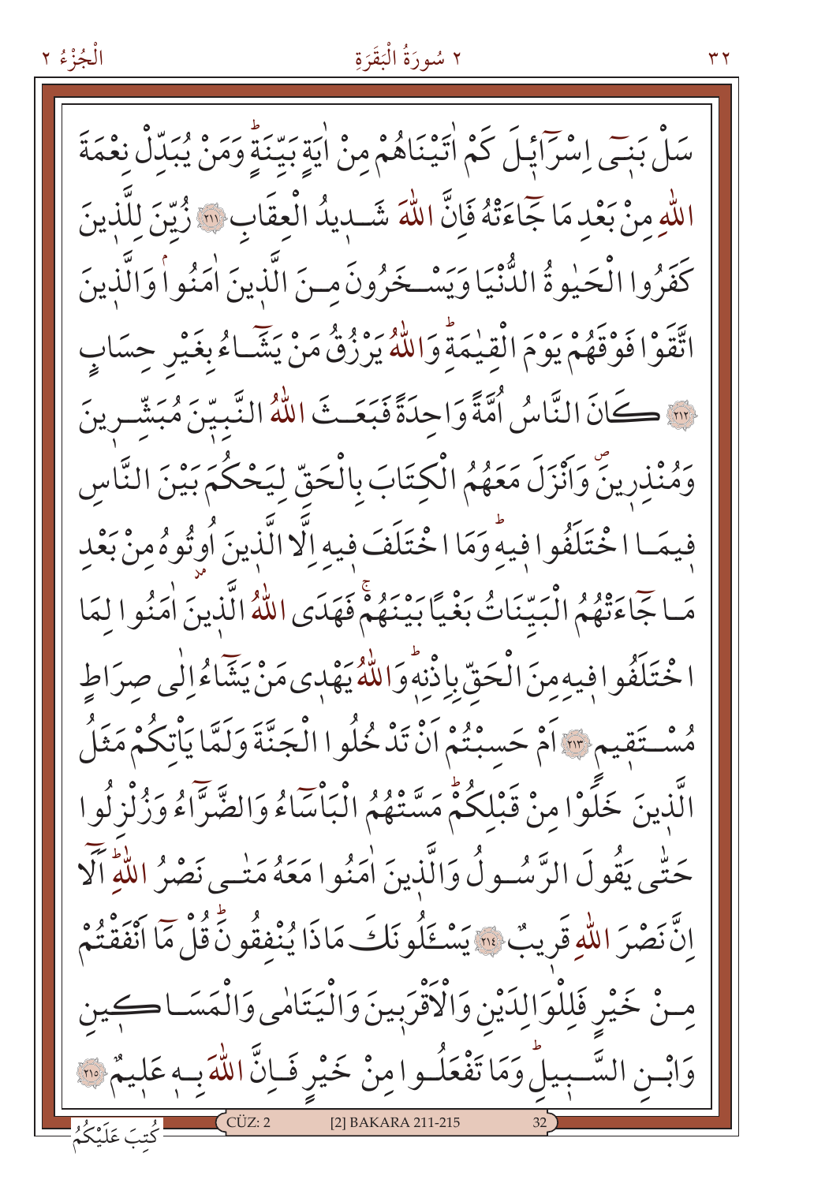سَلْ بَنٖٓى اِسْرٰٓاٖيلَ كَمْ اٰتَيْنَاهُمْ مِنْ اٰيَةٍ بَيِّنَةٍۜ وَمَنْ يُبَدِّلْ نِعْمَةَ اللّٰهِ مِنْ بَعْدِ مَا جَٓاءَتْهُ فَاِنَّ اللّٰهَ شَدٖيدُ الْعِقَابِ ﴿٢١١﴾ زُيِّنَ لِلَّذٖينَ كَفَرُوا الْحَيٰوةُ الدُّنْيَا وَيَسْخَرُونَ مِنَ الَّذٖينَ اٰمَنُواۢ وَالَّذٖينَ اتَّقَوْا فَوْقَهُمْ يَوْمَ الْقِيٰمَةِۜ وَاللّٰهُ يَرْزُقُ مَنْ يَشَٓاءُ بِغَيْرِ حِسَابٍ ﴿٢١٢﴾ كَانَ النَّاسُ اُمَّةً وَاحِدَةً فَبَعَثَ اللّٰهُ النَّبِيّٖنَ مُبَشِّرٖينَ وَمُنْذِرٖينَۖ وَاَنْزَلَ مَعَهُمُ الْكِتَابَ بِالْحَقِّ لِيَحْكُمَ بَيْنَ النَّاسِ فٖيمَا اخْتَلَفُوا فٖيهِۜ وَمَا اخْتَلَفَ فٖيهِ اِلَّا الَّذٖينَ اُوتُوهُ مِنْ بَعْدِ مَا جَٓاءَتْهُمُ الْبَيِّنَاتُ بَغْيًا بَيْنَهُمْۚ فَهَدَى اللّٰهُ الَّذٖينَ اٰمَنُوا لِمَا اخْتَلَفُوا فٖيهِ مِنَ الْحَقِّ بِاِذْنِهٖۜ وَاللّٰهُ يَهْدٖي مَنْ يَشَٓاءُ اِلٰى صِرَاطٍ مُسْتَقٖيمٍ ﴿٢١٣﴾ اَمْ حَسِبْتُمْ اَنْ تَدْخُلُوا الْجَنَّةَ وَلَمَّا يَأْتِكُمْ مَثَلُ الَّذٖينَ خَلَوْا مِنْ قَبْلِكُمْۜ مَسَّتْهُمُ الْبَأْسَٓاءُ وَالضَّرَّٓاءُ وَزُلْزِلُوا حَتّٰى يَقُولَ الرَّسُولُ وَالَّذٖينَ اٰمَنُوا مَعَهُ مَتٰى نَصْرُ اللّٰهِۜ اَلَٓا اِنَّ نَصْرَ اللّٰهِ قَرٖيبٌ ﴿٢١٤﴾ يَسْـَٔلُونَكَ مَاذَا يُنْفِقُونَۜ قُلْ مَٓا اَنْفَقْتُمْ مِنْ خَيْرٍ فَلِلْوَالِدَيْنِ وَالْاَقْرَبٖينَ وَالْيَتَامٰى وَالْمَسَاكٖينِ وَابْنِ السَّبٖيلِۜ وَمَا تَفْعَلُوا مِنْ خَيْرٍ فَاِنَّ اللّٰهَ بِهٖ عَلٖيمٌ ﴿٢١٥﴾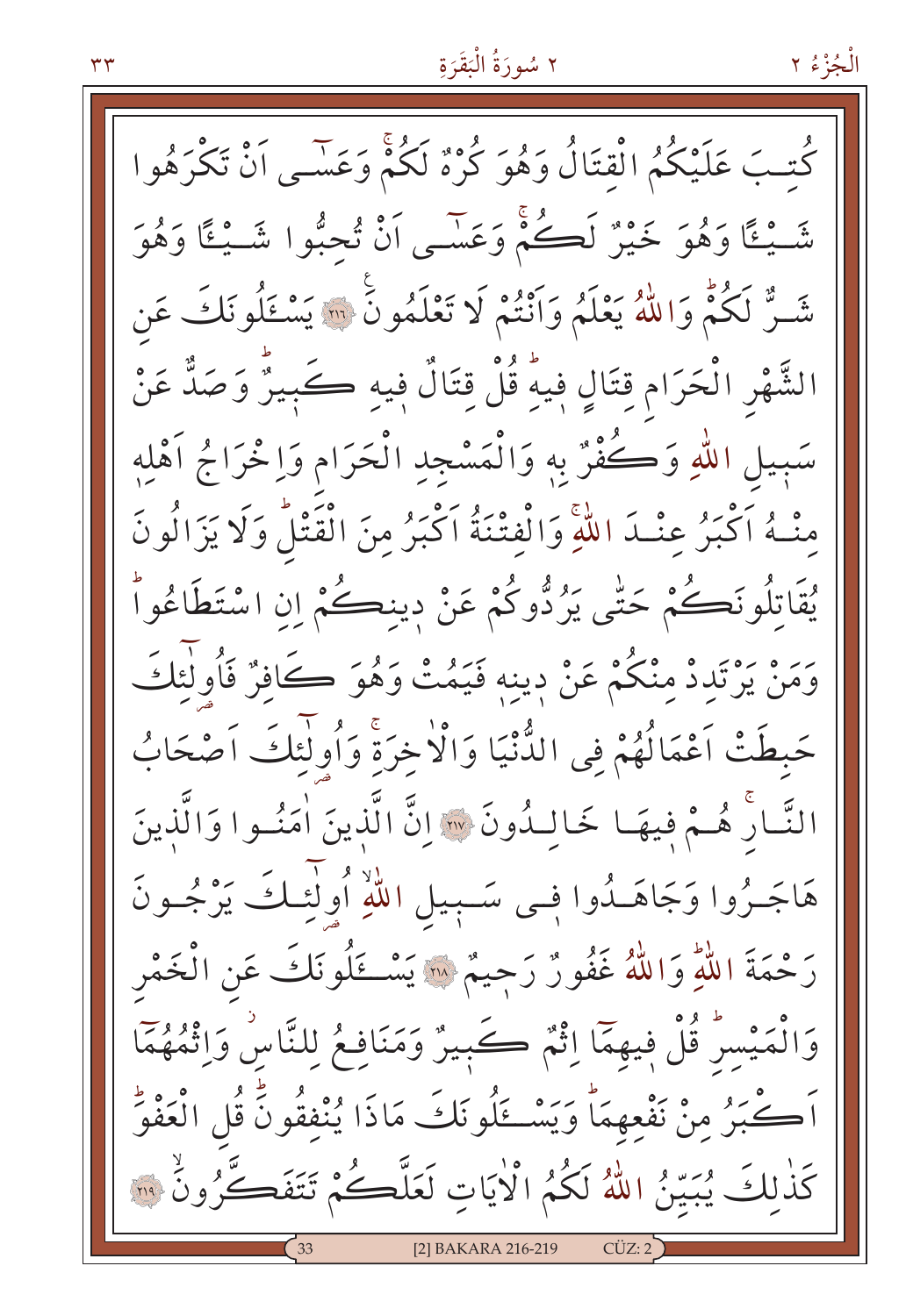كُتِبَ عَلَيْكُمُ الْقِتَالُ وَهُوَ كُرْهٌ لَكُمْۚ وَعَسٰۤى اَنْ تَكْرَهُوا شَيْـًٔا وَهُوَ خَيْرٌ لَكُمْۚ وَعَسٰۤى اَنْ تُحِبُّوا شَيْـًٔا وَهُوَ شَرٌّ لَكُمْؕ وَاللّٰهُ يَعْلَمُ وَاَنْتُمْ لَا تَعْلَمُونَ ﴿٢١٦﴾ يَسْـَٔلُونَكَ عَنِ الشَّهْرِ الْحَرَامِ قِتَالٍ فِيهِؕ قُلْ قِتَالٌ فِيهِ كَبِيرٌؕ وَصَدٌّ عَنْ سَبِيلِ اللّٰهِ وَكُفْرٌ بِهِ وَالْمَسْجِدِ الْحَرَامِ وَاِخْرَاجُ اَهْلِهِ مِنْهُ اَكْبَرُ عِنْدَ اللّٰهِۚ وَالْفِتْنَةُ اَكْبَرُ مِنَ الْقَتْلِؕ وَلَا يَزَالُونَ يُقَاتِلُونَكُمْ حَتّٰى يَرُدُّوكُمْ عَنْ دِينِكُمْ اِنِ اسْتَطَاعُواؕ وَمَنْ يَرْتَدِدْ مِنْكُمْ عَنْ دِينِهِ فَيَمُتْ وَهُوَ كَافِرٌ فَاُولٰۤئِكَ حَبِطَتْ اَعْمَالُهُمْ فِى الدُّنْيَا وَالْاٰخِرَةِۚ وَاُولٰۤئِكَ اَصْحَابُ النَّارِۚ هُمْ فِيهَا خَالِدُونَ ﴿٢١٧﴾ اِنَّ الَّذِينَ اٰمَنُوا وَالَّذِينَ هَاجَرُوا وَجَاهَدُوا فِى سَبِيلِ اللّٰهِۙ اُولٰۤئِكَ يَرْجُونَ رَحْمَتَ اللّٰهِؕ وَاللّٰهُ غَفُورٌ رَحِيمٌ ﴿٢١٨﴾ يَسْـَٔلُونَكَ عَنِ الْخَمْرِ وَالْمَيْسِرِؕ قُلْ فِيهِمَٓا اِثْمٌ كَبِيرٌ وَمَنَافِعُ لِلنَّاسِۘ وَاِثْمُهُمَٓا اَكْبَرُ مِنْ نَفْعِهِمَاؕ وَيَسْـَٔلُونَكَ مَاذَا يُنْفِقُونَۜ قُلِ الْعَفْوَؕ كَذٰلِكَ يُبَيِّنُ اللّٰهُ لَكُمُ الْاٰيَاتِ لَعَلَّكُمْ تَتَفَكَّرُونَۙ ﴿٢١٩﴾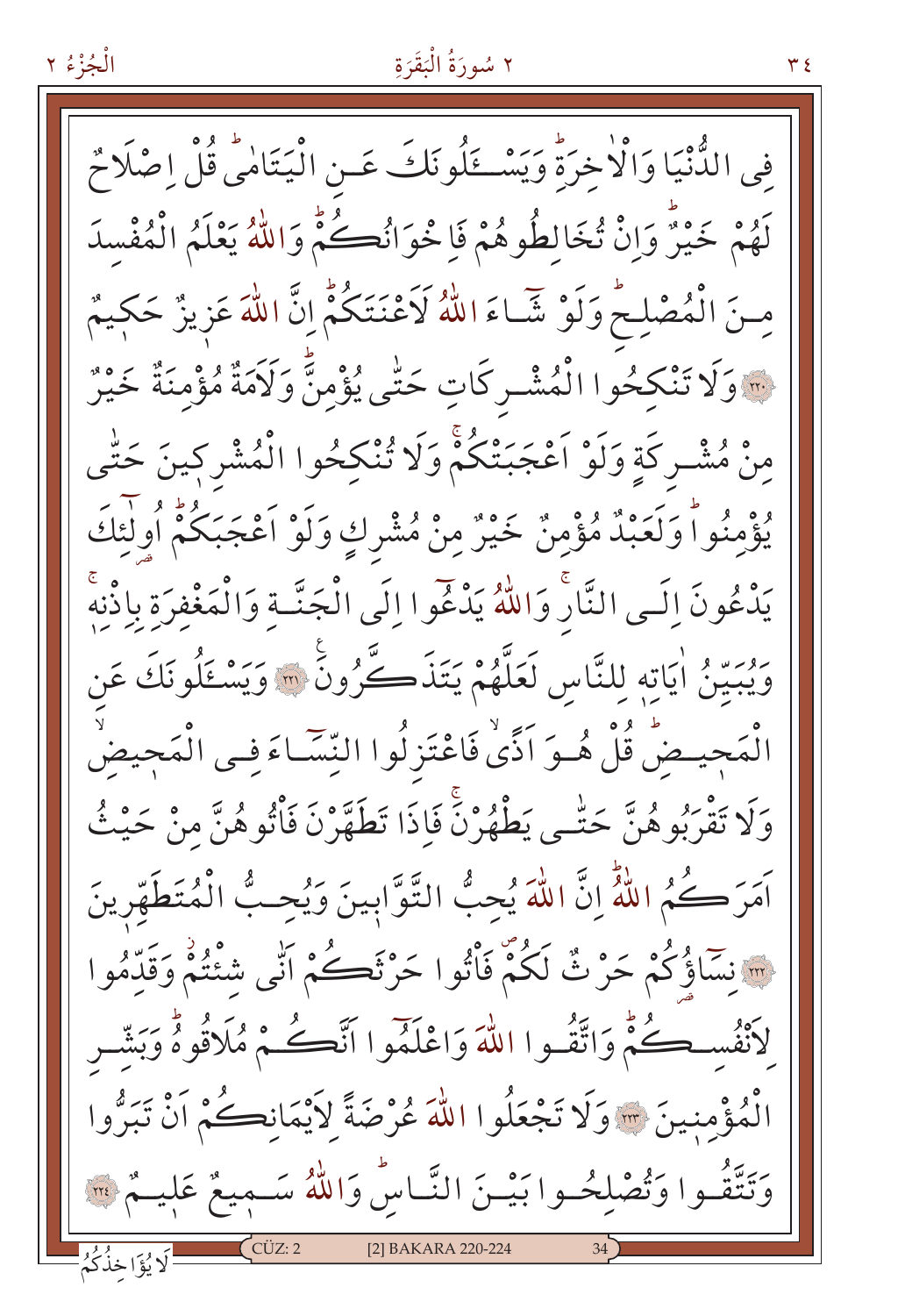فِى الدُّنْيَا وَالْاٰخِرَةِۜ وَيَسْـَٔلُونَكَ عَنِ الْيَتَامٰىۜ قُلْ اِصْلَاحٌ لَهُمْ خَيْرٌۜ وَاِنْ تُخَالِطُوهُمْ فَاِخْوَانُكُمْۜ وَاللّٰهُ يَعْلَمُ الْمُفْسِدَ مِنَ الْمُصْلِحِۜ وَلَوْ شَٓاءَ اللّٰهُ لَاَعْنَتَكُمْۜ اِنَّ اللّٰهَ عَزِيزٌ حَكِيمٌ ﴿٢٢٠﴾ وَلَا تَنْكِحُوا الْمُشْرِكَاتِ حَتّٰى يُؤْمِنَّۜ وَلَاَمَةٌ مُؤْمِنَةٌ خَيْرٌ مِنْ مُشْرِكَةٍ وَلَوْ اَعْجَبَتْكُمْۚ وَلَا تُنْكِحُوا الْمُشْرِكِينَ حَتّٰى يُؤْمِنُواۜ وَلَعَبْدٌ مُؤْمِنٌ خَيْرٌ مِنْ مُشْرِكٍ وَلَوْ اَعْجَبَكُمْۜ اُو۬لٰٓئِكَ يَدْعُونَ اِلَى النَّارِۚ وَاللّٰهُ يَدْعُٓوا اِلَى الْجَنَّةِ وَالْمَغْفِرَةِ بِاِذْنِهٖۚ وَيُبَيِّنُ اٰيَاتِهٖ لِلنَّاسِ لَعَلَّهُمْ يَتَذَكَّرُونَ ﴿٢٢١﴾ وَيَسْـَٔلُونَكَ عَنِ الْمَحِيضِۜ قُلْ هُوَ اَذًىۙ فَاعْتَزِلُوا النِّسَٓاءَ فِى الْمَحِيضِۙ وَلَا تَقْرَبُوهُنَّ حَتّٰى يَطْهُرْنَۚ فَاِذَا تَطَهَّرْنَ فَأْتُوهُنَّ مِنْ حَيْثُ اَمَرَكُمُ اللّٰهُۜ اِنَّ اللّٰهَ يُحِبُّ التَّوَّابِينَ وَيُحِبُّ الْمُتَطَهِّرِينَ ﴿٢٢٢﴾ نِسَٓاؤُكُمْ حَرْثٌ لَكُمْۖ فَأْتُوا حَرْثَكُمْ اَنّٰى شِئْتُمْۘ وَقَدِّمُوا لِاَنْفُسِكُمْۜ وَاتَّقُوا اللّٰهَ وَاعْلَمُٓوا اَنَّكُمْ مُلَاقُوهُۜ وَبَشِّرِ الْمُؤْمِنِينَ ﴿٢٢٣﴾ وَلَا تَجْعَلُوا اللّٰهَ عُرْضَةً لِاَيْمَانِكُمْ اَنْ تَبَرُّوا وَتَتَّقُوا وَتُصْلِحُوا بَيْنَ النَّاسِۜ وَاللّٰهُ سَمِيعٌ عَلِيمٌ ﴿٢٢٤﴾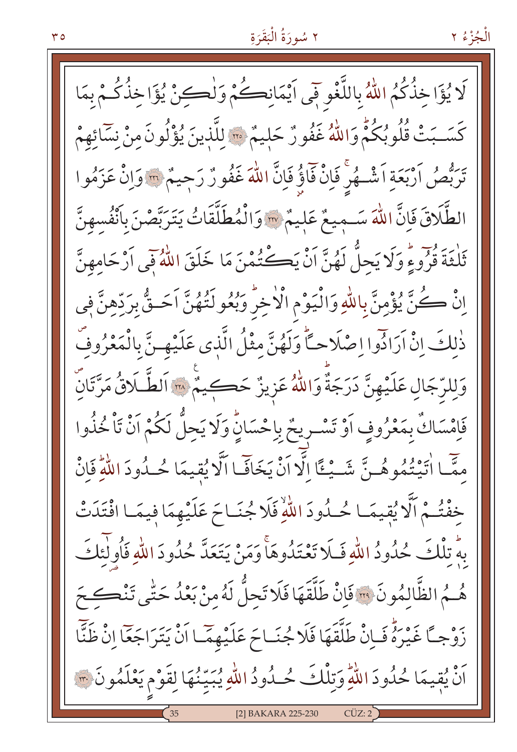لَا يُؤَاخِذُكُمُ اللّٰهُ بِاللَّغْوِ فٖٓي اَيْمَانِكُمْ وَلٰكِنْ يُؤَاخِذُكُمْ بِمَا كَسَبَتْ قُلُوبُكُمْۜ وَاللّٰهُ غَفُورٌ حَلٖيمٌ ﴿٢٢٥﴾ لِلَّذٖينَ يُؤْلُونَ مِنْ نِسَٓائِهِمْ تَرَبُّصُ اَرْبَعَةِ اَشْهُرٍۚ فَاِنْ فَٓاؤُ۫ فَاِنَّ اللّٰهَ غَفُورٌ رَحٖيمٌ ﴿٢٢٦﴾ وَاِنْ عَزَمُوا الطَّلَاقَ فَاِنَّ اللّٰهَ سَمٖيعٌ عَلٖيمٌ ﴿٢٢٧﴾ وَالْمُطَلَّقَاتُ يَتَرَبَّصْنَ بِاَنْفُسِهِنَّ ثَلٰثَةَ قُرُٓوءٍۜ وَلَا يَحِلُّ لَهُنَّ اَنْ يَكْتُمْنَ مَا خَلَقَ اللّٰهُ فٖٓي اَرْحَامِهِنَّ اِنْ كُنَّ يُؤْمِنَّ بِاللّٰهِ وَالْيَوْمِ الْاٰخِرِۜ وَبُعُولَتُهُنَّ اَحَقُّ بِرَدِّهِنَّ فٖي ذٰلِكَ اِنْ اَرَادُٓوا اِصْلَاحًاۜ وَلَهُنَّ مِثْلُ الَّذٖي عَلَيْهِنَّ بِالْمَعْرُوفِۖ وَلِلرِّجَالِ عَلَيْهِنَّ دَرَجَةٌۜ وَاللّٰهُ عَزٖيزٌ حَكٖيمٌ ﴿٢٢٨﴾ اَلطَّلَاقُ مَرَّتَانِۖ فَاِمْسَاكٌ بِمَعْرُوفٍ اَوْ تَسْرٖيحٌ بِاِحْسَانٍۜ وَلَا يَحِلُّ لَكُمْ اَنْ تَأْخُذُوا مِمَّٓا اٰتَيْتُمُوهُنَّ شَيْـًٔا اِلَّٓا اَنْ يَخَافَٓا اَلَّا يُقٖيمَا حُدُودَ اللّٰهِۜ فَاِنْ خِفْتُمْ اَلَّا يُقٖيمَا حُدُودَ اللّٰهِۙ فَلَا جُنَاحَ عَلَيْهِمَا فٖيمَا افْتَدَتْ بِهٖۜ تِلْكَ حُدُودُ اللّٰهِ فَلَا تَعْتَدُوهَاۚ وَمَنْ يَتَعَدَّ حُدُودَ اللّٰهِ فَاُو۬لٰٓئِكَ هُمُ الظَّالِمُونَ ﴿٢٢٩﴾ فَاِنْ طَلَّقَهَا فَلَا تَحِلُّ لَهُ مِنْ بَعْدُ حَتّٰى تَنْكِحَ زَوْجًا غَيْرَهُۜ فَاِنْ طَلَّقَهَا فَلَا جُنَاحَ عَلَيْهِمَٓا اَنْ يَتَرَاجَعَٓا اِنْ ظَنَّٓا اَنْ يُقٖيمَا حُدُودَ اللّٰهِۜ وَتِلْكَ حُدُودُ اللّٰهِ يُبَيِّنُهَا لِقَوْمٍ يَعْلَمُونَ ﴿٢٣٠﴾

[2] BAKARA 225-230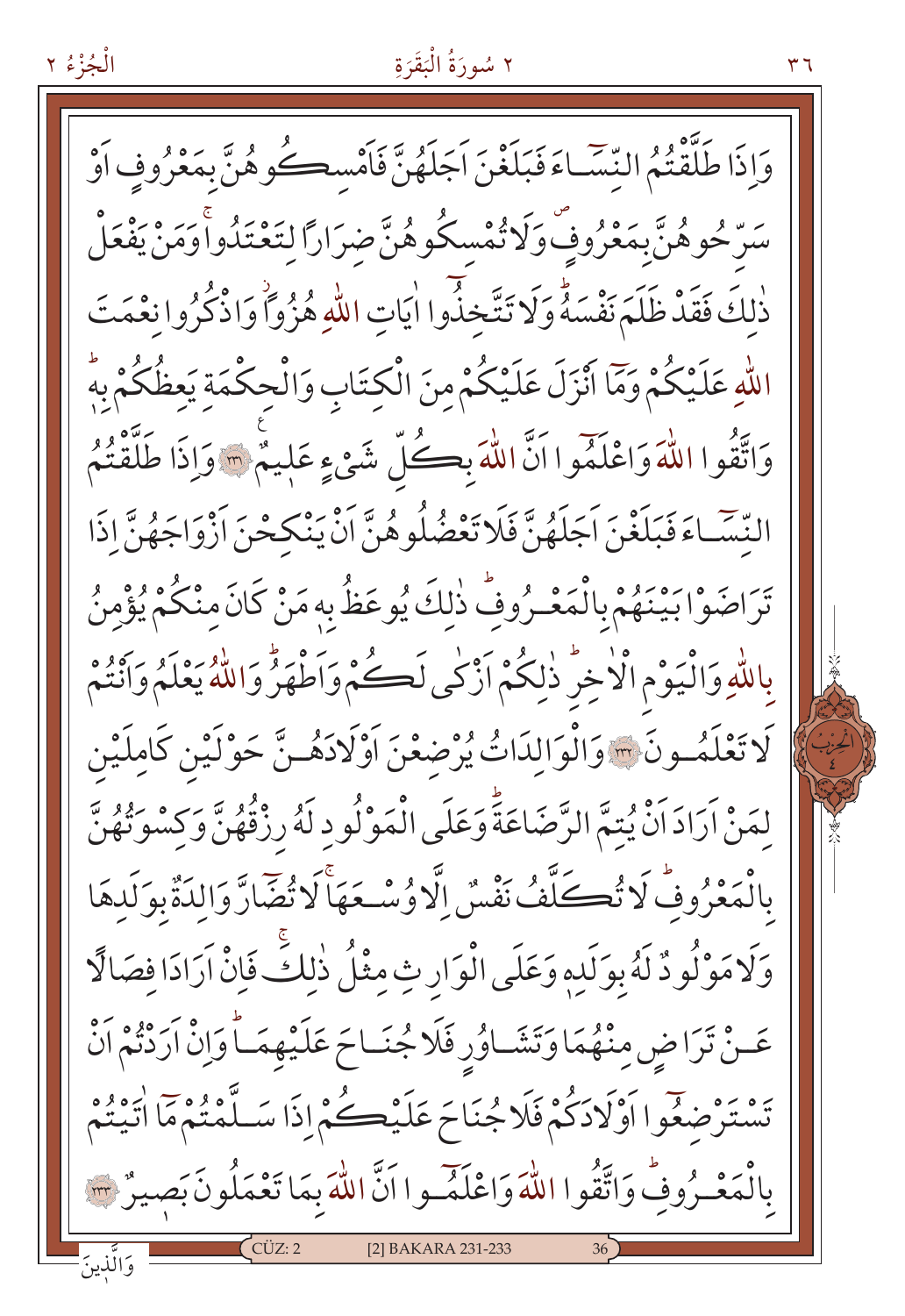وَاِذَا طَلَّقْتُمُ النِّسَٓاءَ فَبَلَغْنَ اَجَلَهُنَّ فَاَمْسِكُوهُنَّ بِمَعْرُوفٍ اَوْ سَرِّحُوهُنَّ بِمَعْرُوفٍۖ وَلَا تُمْسِكُوهُنَّ ضِرَارًا لِتَعْتَدُواۚ وَمَنْ يَفْعَلْ ذٰلِكَ فَقَدْ ظَلَمَ نَفْسَهُۜ وَلَا تَتَّخِذُٓوا اٰيَاتِ اللّٰهِ هُزُوًاۘ وَاذْكُرُوا نِعْمَتَ اللّٰهِ عَلَيْكُمْ وَمَٓا اَنْزَلَ عَلَيْكُمْ مِنَ الْكِتَابِ وَالْحِكْمَةِ يَعِظُكُمْ بِهٖۜ وَاتَّقُوا اللّٰهَ وَاعْلَمُٓوا اَنَّ اللّٰهَ بِكُلِّ شَيْءٍ عَلِيمٌ ﴿٢٣١﴾ وَاِذَا طَلَّقْتُمُ النِّسَٓاءَ فَبَلَغْنَ اَجَلَهُنَّ فَلَا تَعْضُلُوهُنَّ اَنْ يَنْكِحْنَ اَزْوَاجَهُنَّ اِذَا تَرَاضَوْا بَيْنَهُمْ بِالْمَعْرُوفِۜ ذٰلِكَ يُوعَظُ بِهٖ مَنْ كَانَ مِنْكُمْ يُؤْمِنُ بِاللّٰهِ وَالْيَوْمِ الْاٰخِرِۜ ذٰلِكُمْ اَزْكٰى لَكُمْ وَاَطْهَرُۜ وَاللّٰهُ يَعْلَمُ وَاَنْتُمْ لَا تَعْلَمُونَ ﴿٢٣٢﴾ وَالْوَالِدَاتُ يُرْضِعْنَ اَوْلَادَهُنَّ حَوْلَيْنِ كَامِلَيْنِ لِمَنْ اَرَادَ اَنْ يُتِمَّ الرَّضَاعَةَۜ وَعَلَى الْمَوْلُودِ لَهُ رِزْقُهُنَّ وَكِسْوَتُهُنَّ بِالْمَعْرُوفِۜ لَا تُكَلَّفُ نَفْسٌ اِلَّا وُسْعَهَاۚ لَا تُضَٓارَّ وَالِدَةٌ بِوَلَدِهَا وَلَا مَوْلُودٌ لَهُ بِوَلَدِهٖ وَعَلَى الْوَارِثِ مِثْلُ ذٰلِكَۚ فَاِنْ اَرَادَا فِصَالًا عَنْ تَرَاضٍ مِنْهُمَا وَتَشَاوُرٍ فَلَا جُنَاحَ عَلَيْهِمَاۜ وَاِنْ اَرَدْتُمْ اَنْ تَسْتَرْضِعُٓوا اَوْلَادَكُمْ فَلَا جُنَاحَ عَلَيْكُمْ اِذَا سَلَّمْتُمْ مَٓا اٰتَيْتُمْ بِالْمَعْرُوفِۜ وَاتَّقُوا اللّٰهَ وَاعْلَمُٓوا اَنَّ اللّٰهَ بِمَا تَعْمَلُونَ بَصِيرٌ ﴿٢٣٣﴾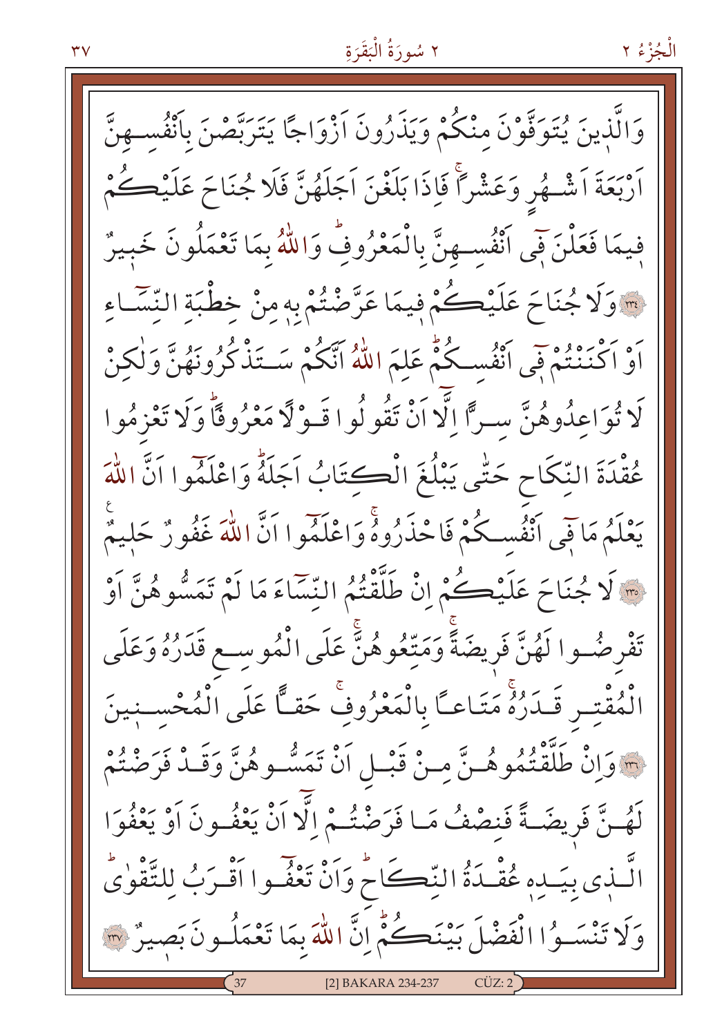وَالَّذٖينَ يُتَوَفَّوْنَ مِنْكُمْ وَيَذَرُونَ اَزْوَاجًا يَتَرَبَّصْنَ بِاَنْفُسِهِنَّ اَرْبَعَةَ اَشْهُرٍ وَعَشْرًاۚ فَاِذَا بَلَغْنَ اَجَلَهُنَّ فَلَا جُنَاحَ عَلَيْكُمْ فٖيمَا فَعَلْنَ فٖٓي اَنْفُسِهِنَّ بِالْمَعْرُوفِۜ وَاللّٰهُ بِمَا تَعْمَلُونَ خَبٖيرٌ ﴿٢٣٤﴾ وَلَا جُنَاحَ عَلَيْكُمْ فٖيمَا عَرَّضْتُمْ بِهٖ مِنْ خِطْبَةِ النِّسَٓاءِ اَوْ اَكْنَنْتُمْ فٖٓي اَنْفُسِكُمْۜ عَلِمَ اللّٰهُ اَنَّكُمْ سَتَذْكُرُونَهُنَّ وَلٰكِنْ لَا تُوَاعِدُوهُنَّ سِرًّا اِلَّٓا اَنْ تَقُولُوا قَوْلًا مَعْرُوفًاۜ وَلَا تَعْزِمُوا عُقْدَةَ النِّكَاحِ حَتّٰى يَبْلُغَ الْكِتَابُ اَجَلَهُۜ وَاعْلَمُٓوا اَنَّ اللّٰهَ يَعْلَمُ مَا فٖٓي اَنْفُسِكُمْ فَاحْذَرُوهُۚ وَاعْلَمُٓوا اَنَّ اللّٰهَ غَفُورٌ حَلٖيمٌ ﴿٢٣٥﴾ لَا جُنَاحَ عَلَيْكُمْ اِنْ طَلَّقْتُمُ النِّسَٓاءَ مَا لَمْ تَمَسُّوهُنَّ اَوْ تَفْرِضُوا لَهُنَّ فَرٖيضَةًۚ وَمَتِّعُوهُنَّۚ عَلَى الْمُوسِعِ قَدَرُهُ وَعَلَى الْمُقْتِرِ قَدَرُهُۚ مَتَاعًا بِالْمَعْرُوفِۚ حَقًّا عَلَى الْمُحْسِنٖينَ ﴿٢٣٦﴾ وَاِنْ طَلَّقْتُمُوهُنَّ مِنْ قَبْلِ اَنْ تَمَسُّوهُنَّ وَقَدْ فَرَضْتُمْ لَهُنَّ فَرٖيضَةً فَنِصْفُ مَا فَرَضْتُمْ اِلَّٓا اَنْ يَعْفُونَ اَوْ يَعْفُوَا الَّذٖي بِيَدِهٖ عُقْدَةُ النِّكَاحِۜ وَاَنْ تَعْفُٓوا اَقْرَبُ لِلتَّقْوٰىۜ وَلَا تَنْسَوُا الْفَضْلَ بَيْنَكُمْۜ اِنَّ اللّٰهَ بِمَا تَعْمَلُونَ بَصٖيرٌ ﴿٢٣٧﴾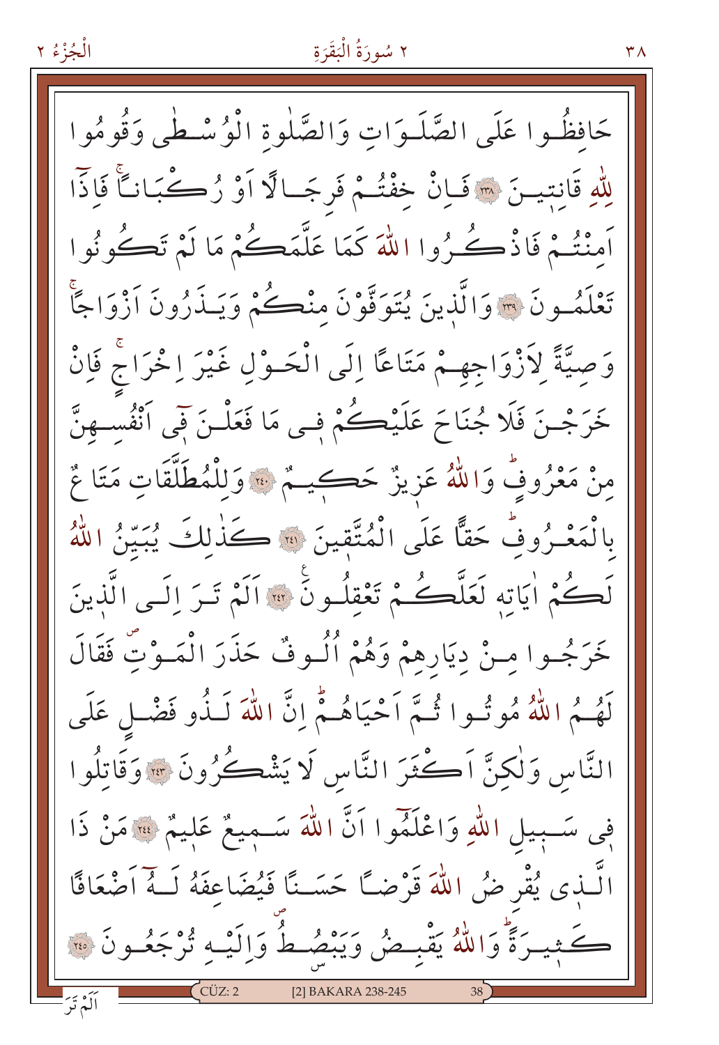حَافِظُوا عَلَى الصَّلَوَاتِ وَالصَّلٰوةِ الْوُسْطٰى وَقُومُوا لِلّٰهِ قَانِتِينَ ﴿٢٣٨﴾ فَاِنْ خِفْتُمْ فَرِجَالًا اَوْ رُكْبَانًا فَاِذَٓا اَمِنْتُمْ فَاذْكُرُوا اللّٰهَ كَمَا عَلَّمَكُمْ مَا لَمْ تَكُونُوا تَعْلَمُونَ ﴿٢٣٩﴾ وَالَّذِينَ يُتَوَفَّوْنَ مِنْكُمْ وَيَذَرُونَ اَزْوَاجًا وَصِيَّةً لِاَزْوَاجِهِمْ مَتَاعًا اِلَى الْحَوْلِ غَيْرَ اِخْرَاجٍ فَاِنْ خَرَجْنَ فَلَا جُنَاحَ عَلَيْكُمْ فٖى مَا فَعَلْنَ فٖٓى اَنْفُسِهِنَّ مِنْ مَعْرُوفٍ وَاللّٰهُ عَزِيزٌ حَكِيمٌ ﴿٢٤٠﴾ وَلِلْمُطَلَّقَاتِ مَتَاعٌ بِالْمَعْرُوفِ حَقًّا عَلَى الْمُتَّقِينَ ﴿٢٤١﴾ كَذٰلِكَ يُبَيِّنُ اللّٰهُ لَكُمْ اٰيَاتِهٖ لَعَلَّكُمْ تَعْقِلُونَ ﴿٢٤٢﴾ اَلَمْ تَرَ اِلَى الَّذِينَ خَرَجُوا مِنْ دِيَارِهِمْ وَهُمْ اُلُوفٌ حَذَرَ الْمَوْتِ فَقَالَ لَهُمُ اللّٰهُ مُوتُوا ثُمَّ اَحْيَاهُمْ اِنَّ اللّٰهَ لَذُو فَضْلٍ عَلَى النَّاسِ وَلٰكِنَّ اَكْثَرَ النَّاسِ لَا يَشْكُرُونَ ﴿٢٤٣﴾ وَقَاتِلُوا فٖى سَبِيلِ اللّٰهِ وَاعْلَمُٓوا اَنَّ اللّٰهَ سَمِيعٌ عَلِيمٌ ﴿٢٤٤﴾ مَنْ ذَا الَّذٖى يُقْرِضُ اللّٰهَ قَرْضًا حَسَنًا فَيُضَاعِفَهُ لَهُٓ اَضْعَافًا كَثٖيرَةً وَاللّٰهُ يَقْبِضُ وَيَبْصُۜطُ وَاِلَيْهِ تُرْجَعُونَ ﴿٢٤٥﴾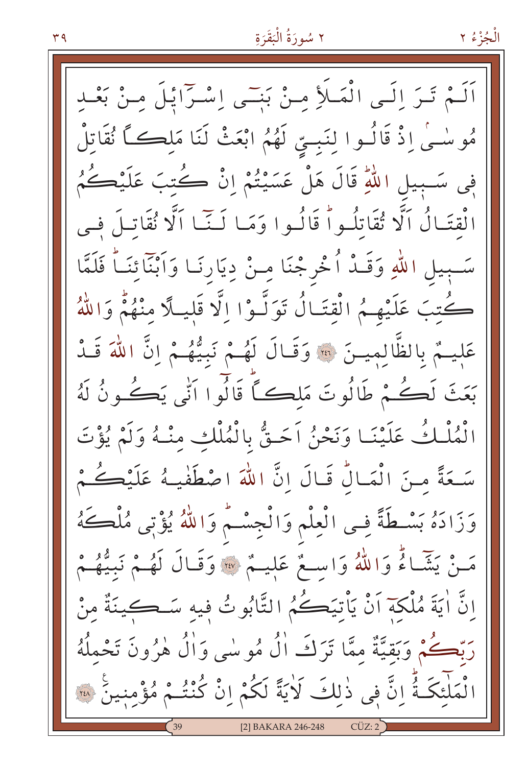اَلَمْ تَرَ اِلَى الْمَلَاِ مِنْ بَن۪ٓى اِسْرَٓائ۪لَ مِنْ بَعْدِ مُوسٰىۢ اِذْ قَالُوا لِنَبِيٍّ لَهُمُ ابْعَثْ لَنَا مَلِكاً نُقَاتِلْ ف۪ى سَب۪يلِ اللّٰهِۜ قَالَ هَلْ عَسَيْتُمْ اِنْ كُتِبَ عَلَيْكُمُ الْقِتَالُ اَلَّا تُقَاتِلُواۜ قَالُوا وَمَا لَنَٓا اَلَّا نُقَاتِلَ ف۪ى سَب۪يلِ اللّٰهِ وَقَدْ اُخْرِجْنَا مِنْ دِيَارِنَا وَاَبْنَٓائِنَاۜ فَلَمَّا كُتِبَ عَلَيْهِمُ الْقِتَالُ تَوَلَّوْا اِلَّا قَل۪يلاً مِنْهُمْۜ وَاللّٰهُ عَل۪يمٌ بِالظَّالِم۪ينَ ﴿٢٤٦﴾ وَقَالَ لَهُمْ نَبِيُّهُمْ اِنَّ اللّٰهَ قَدْ بَعَثَ لَكُمْ طَالُوتَ مَلِكاًۜ قَالُٓوا اَنّٰى يَكُونُ لَهُ الْمُلْكُ عَلَيْنَا وَنَحْنُ اَحَقُّ بِالْمُلْكِ مِنْهُ وَلَمْ يُؤْتَ سَعَةً مِنَ الْمَالِۜ قَالَ اِنَّ اللّٰهَ اصْطَفٰيهُ عَلَيْكُمْ وَزَادَهُ بَسْطَةً فِى الْعِلْمِ وَالْجِسْمِۜ وَاللّٰهُ يُؤْت۪ى مُلْكَهُ مَنْ يَشَٓاءُۜ وَاللّٰهُ وَاسِعٌ عَل۪يمٌ ﴿٢٤٧﴾ وَقَالَ لَهُمْ نَبِيُّهُمْ اِنَّ اٰيَةَ مُلْكِه۪ٓ اَنْ يَأْتِيَكُمُ التَّابُوتُ ف۪يهِ سَك۪ينَةٌ مِنْ رَبِّكُمْ وَبَقِيَّةٌ مِمَّا تَرَكَ اٰلُ مُوسٰى وَاٰلُ هٰرُونَ تَحْمِلُهُ الْمَلٰٓئِكَةُۜ اِنَّ ف۪ى ذٰلِكَ لَاٰيَةً لَكُمْ اِنْ كُنْتُمْ مُؤْمِن۪ينَ ﴿٢٤٨﴾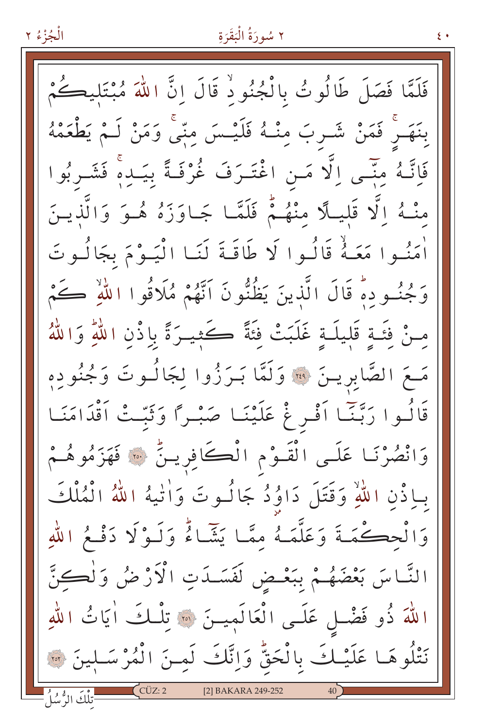فَلَمَّا فَصَلَ طَالُوتُ بِالْجُنُودِ قَالَ اِنَّ اللّٰهَ مُبْتَلِيكُمْ بِنَهَرٍ فَمَنْ شَرِبَ مِنْهُ فَلَيْسَ مِنّ۪يۚ وَمَنْ لَمْ يَطْعَمْهُ فَاِنَّهُ مِنّ۪ٓي اِلَّا مَنِ اغْتَرَفَ غُرْفَةً بِيَدِه۪ۚ فَشَرِبُوا مِنْهُ اِلَّا قَل۪يلًا مِنْهُمْۜ فَلَمَّا جَاوَزَهُ هُوَ وَالَّذ۪ينَ اٰمَنُوا مَعَهُۙ قَالُوا لَا طَاقَةَ لَنَا الْيَوْمَ بِجَالُوتَ وَجُنُودِه۪ۜ قَالَ الَّذ۪ينَ يَظُنُّونَ اَنَّهُمْ مُلَاقُوا اللّٰهِۙ كَمْ مِنْ فِئَةٍ قَل۪يلَةٍ غَلَبَتْ فِئَةً كَث۪يرَةً بِاِذْنِ اللّٰهِۜ وَاللّٰهُ مَعَ الصَّابِر۪ينَ ﴿٢٤٩﴾ وَلَمَّا بَرَزُوا لِجَالُوتَ وَجُنُودِه۪ قَالُوا رَبَّنَٓا اَفْرِغْ عَلَيْنَا صَبْرًا وَثَبِّتْ اَقْدَامَنَا وَانْصُرْنَا عَلَى الْقَوْمِ الْكَافِر۪ينَۜ ﴿٢٥٠﴾ فَهَزَمُوهُمْ بِاِذْنِ اللّٰهِۙ وَقَتَلَ دَاوُ۫دُ جَالُوتَ وَاٰتٰيهُ اللّٰهُ الْمُلْكَ وَالْحِكْمَةَ وَعَلَّمَهُ مِمَّا يَشَٓاءُۜ وَلَوْلَا دَفْعُ اللّٰهِ النَّاسَ بَعْضَهُمْ بِبَعْضٍ لَفَسَدَتِ الْاَرْضُ وَلٰكِنَّ اللّٰهَ ذُو فَضْلٍ عَلَى الْعَالَم۪ينَ ﴿٢٥١﴾ تِلْكَ اٰيَاتُ اللّٰهِ نَتْلُوهَا عَلَيْكَ بِالْحَقِّۜ وَاِنَّكَ لَمِنَ الْمُرْسَل۪ينَ ﴿٢٥٢﴾

تِلْكَ الرُّسُلُ